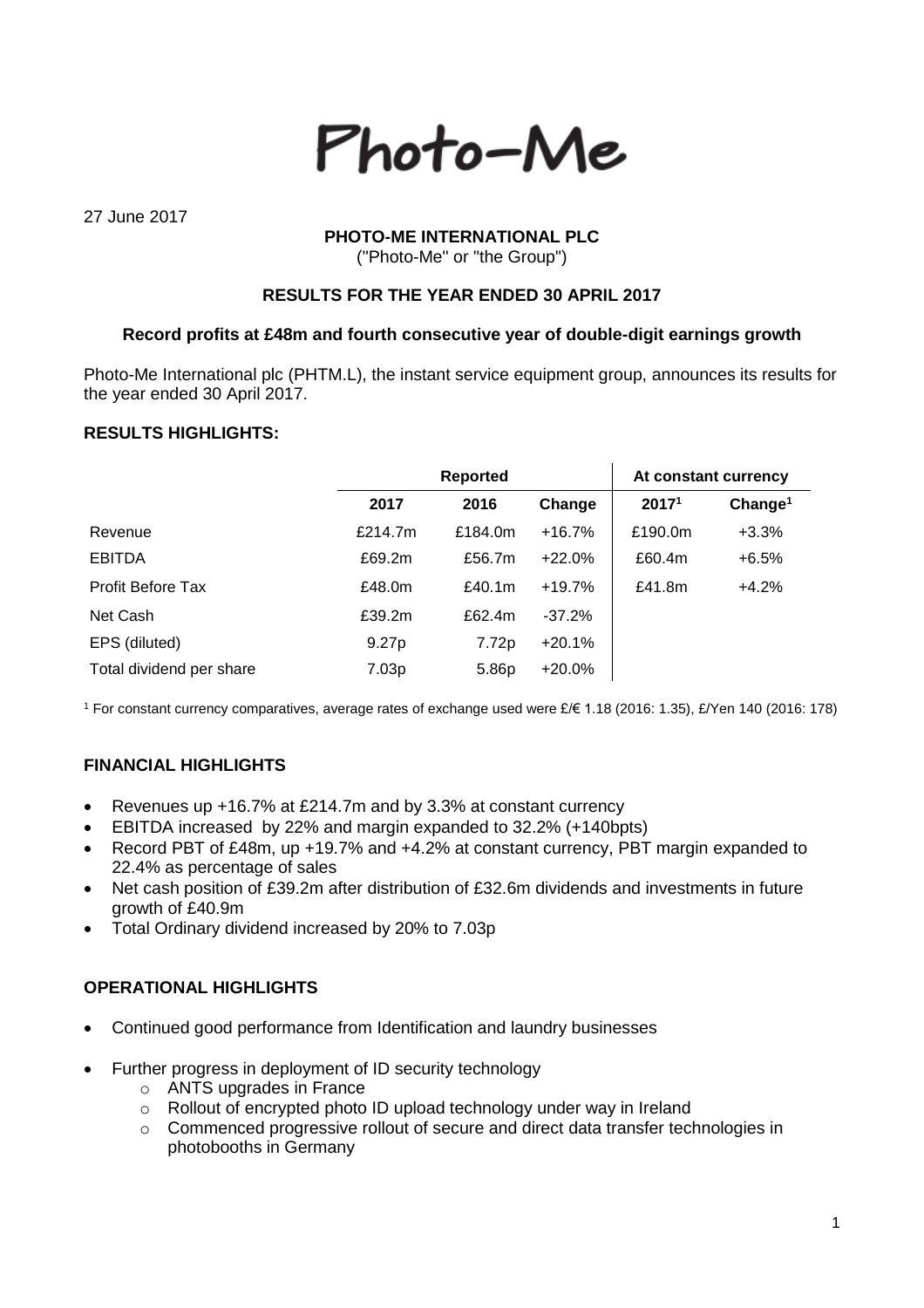# Photo-Me

27 June 2017

**PHOTO-ME INTERNATIONAL PLC**
("Photo-Me" or "the Group")

**RESULTS FOR THE YEAR ENDED 30 APRIL 2017**

**Record profits at £48m and fourth consecutive year of double-digit earnings growth**

Photo-Me International plc (PHTM.L), the instant service equipment group, announces its results for the year ended 30 April 2017.

**RESULTS HIGHLIGHTS:**

| | Reported | | | At constant currency | |
|---|---|---|---|---|---|
| | **2017** | **2016** | **Change** | **2017[1]** | **Change[1]** |
| Revenue | £214.7m | £184.0m | +16.7% | £190.0m | +3.3% |
| EBITDA | £69.2m | £56.7m | +22.0% | £60.4m | +6.5% |
| Profit Before Tax | £48.0m | £40.1m | +19.7% | £41.8m | +4.2% |
| Net Cash | £39.2m | £62.4m | -37.2% | | |
| EPS (diluted) | 9.27p | 7.72p | +20.1% | | |
| Total dividend per share | 7.03p | 5.86p | +20.0% | | |

[1] For constant currency comparatives, average rates of exchange used were £/€ 1.18 (2016: 1.35), £/Yen 140 (2016: 178)

**FINANCIAL HIGHLIGHTS**

- Revenues up +16.7% at £214.7m and by 3.3% at constant currency
- EBITDA increased by 22% and margin expanded to 32.2% (+140bpts)
- Record PBT of £48m, up +19.7% and +4.2% at constant currency, PBT margin expanded to 22.4% as percentage of sales
- Net cash position of £39.2m after distribution of £32.6m dividends and investments in future growth of £40.9m
- Total Ordinary dividend increased by 20% to 7.03p

**OPERATIONAL HIGHLIGHTS**

- Continued good performance from Identification and laundry businesses
- Further progress in deployment of ID security technology
  - ANTS upgrades in France
  - Rollout of encrypted photo ID upload technology under way in Ireland
  - Commenced progressive rollout of secure and direct data transfer technologies in photobooths in Germany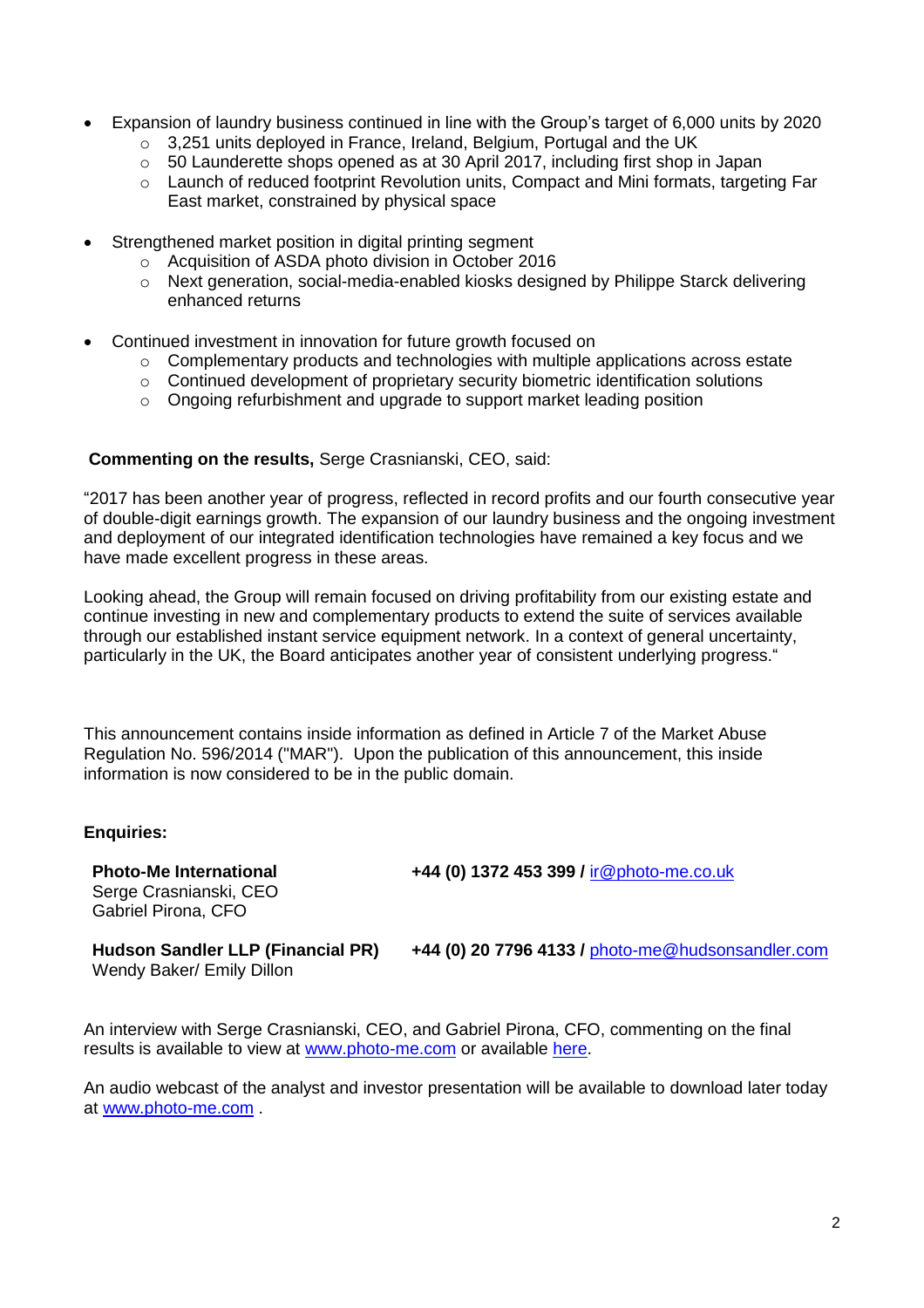- Expansion of laundry business continued in line with the Group's target of 6,000 units by 2020
  - 3,251 units deployed in France, Ireland, Belgium, Portugal and the UK
  - 50 Launderette shops opened as at 30 April 2017, including first shop in Japan
  - Launch of reduced footprint Revolution units, Compact and Mini formats, targeting Far East market, constrained by physical space
- Strengthened market position in digital printing segment
  - Acquisition of ASDA photo division in October 2016
  - Next generation, social-media-enabled kiosks designed by Philippe Starck delivering enhanced returns
- Continued investment in innovation for future growth focused on
  - Complementary products and technologies with multiple applications across estate
  - Continued development of proprietary security biometric identification solutions
  - Ongoing refurbishment and upgrade to support market leading position

**Commenting on the results,** Serge Crasnianski, CEO, said:

"2017 has been another year of progress, reflected in record profits and our fourth consecutive year of double-digit earnings growth. The expansion of our laundry business and the ongoing investment and deployment of our integrated identification technologies have remained a key focus and we have made excellent progress in these areas.

Looking ahead, the Group will remain focused on driving profitability from our existing estate and continue investing in new and complementary products to extend the suite of services available through our established instant service equipment network. In a context of general uncertainty, particularly in the UK, the Board anticipates another year of consistent underlying progress."

This announcement contains inside information as defined in Article 7 of the Market Abuse Regulation No. 596/2014 ("MAR"). Upon the publication of this announcement, this inside information is now considered to be in the public domain.

**Enquiries:**

| | |
|---|---|
| **Photo-Me International**<br>Serge Crasnianski, CEO<br>Gabriel Pirona, CFO | **+44 (0) 1372 453 399 /** ir@photo-me.co.uk |
| **Hudson Sandler LLP (Financial PR)**<br>Wendy Baker/ Emily Dillon | **+44 (0) 20 7796 4133 /** photo-me@hudsonsandler.com |

An interview with Serge Crasnianski, CEO, and Gabriel Pirona, CFO, commenting on the final results is available to view at www.photo-me.com or available here.

An audio webcast of the analyst and investor presentation will be available to download later today at www.photo-me.com .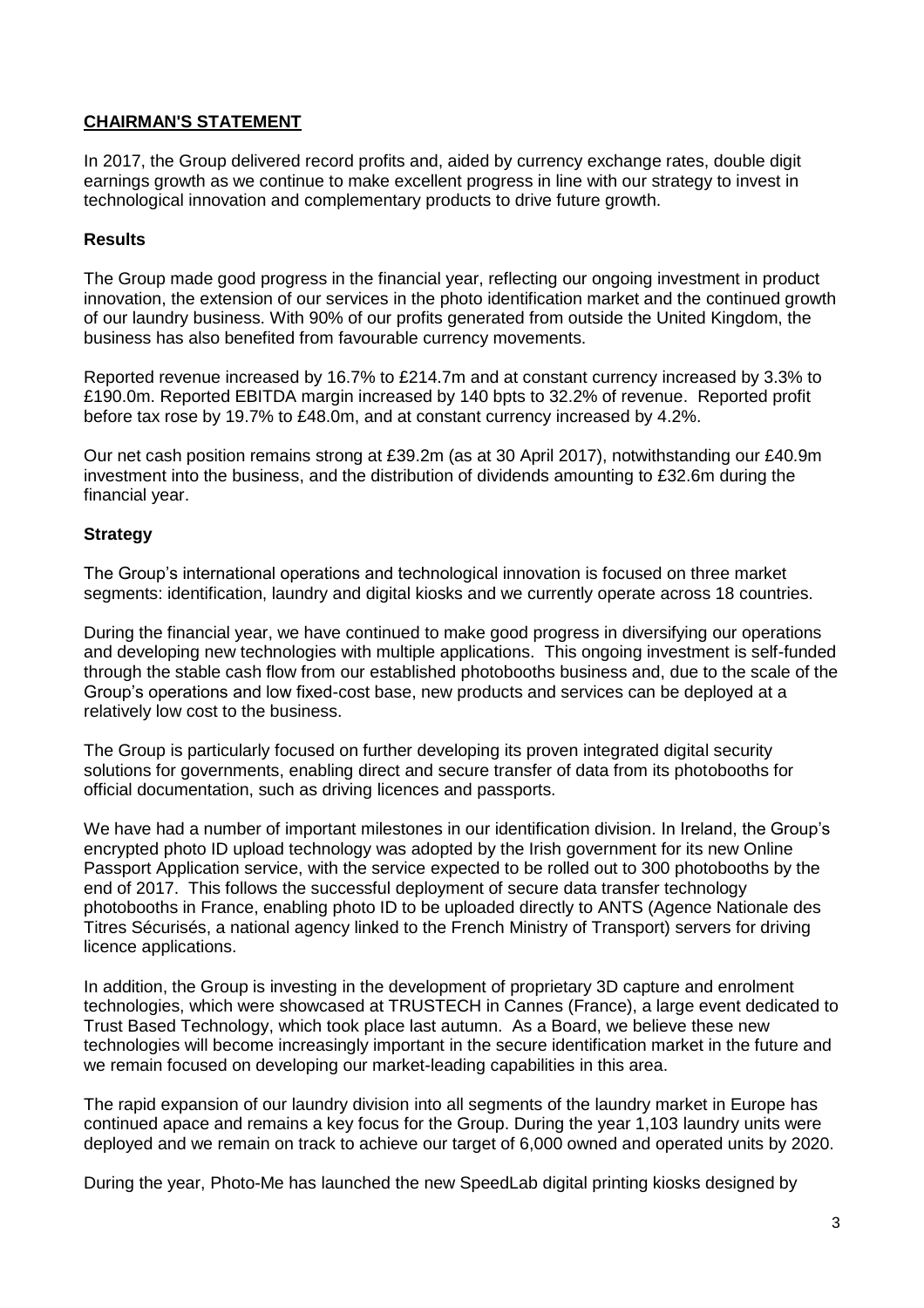## CHAIRMAN'S STATEMENT

In 2017, the Group delivered record profits and, aided by currency exchange rates, double digit earnings growth as we continue to make excellent progress in line with our strategy to invest in technological innovation and complementary products to drive future growth.

### Results

The Group made good progress in the financial year, reflecting our ongoing investment in product innovation, the extension of our services in the photo identification market and the continued growth of our laundry business. With 90% of our profits generated from outside the United Kingdom, the business has also benefited from favourable currency movements.

Reported revenue increased by 16.7% to £214.7m and at constant currency increased by 3.3% to £190.0m. Reported EBITDA margin increased by 140 bpts to 32.2% of revenue. Reported profit before tax rose by 19.7% to £48.0m, and at constant currency increased by 4.2%.

Our net cash position remains strong at £39.2m (as at 30 April 2017), notwithstanding our £40.9m investment into the business, and the distribution of dividends amounting to £32.6m during the financial year.

### Strategy

The Group's international operations and technological innovation is focused on three market segments: identification, laundry and digital kiosks and we currently operate across 18 countries.

During the financial year, we have continued to make good progress in diversifying our operations and developing new technologies with multiple applications. This ongoing investment is self-funded through the stable cash flow from our established photobooths business and, due to the scale of the Group's operations and low fixed-cost base, new products and services can be deployed at a relatively low cost to the business.

The Group is particularly focused on further developing its proven integrated digital security solutions for governments, enabling direct and secure transfer of data from its photobooths for official documentation, such as driving licences and passports.

We have had a number of important milestones in our identification division. In Ireland, the Group's encrypted photo ID upload technology was adopted by the Irish government for its new Online Passport Application service, with the service expected to be rolled out to 300 photobooths by the end of 2017. This follows the successful deployment of secure data transfer technology photobooths in France, enabling photo ID to be uploaded directly to ANTS (Agence Nationale des Titres Sécurisés, a national agency linked to the French Ministry of Transport) servers for driving licence applications.

In addition, the Group is investing in the development of proprietary 3D capture and enrolment technologies, which were showcased at TRUSTECH in Cannes (France), a large event dedicated to Trust Based Technology, which took place last autumn. As a Board, we believe these new technologies will become increasingly important in the secure identification market in the future and we remain focused on developing our market-leading capabilities in this area.

The rapid expansion of our laundry division into all segments of the laundry market in Europe has continued apace and remains a key focus for the Group. During the year 1,103 laundry units were deployed and we remain on track to achieve our target of 6,000 owned and operated units by 2020.

During the year, Photo-Me has launched the new SpeedLab digital printing kiosks designed by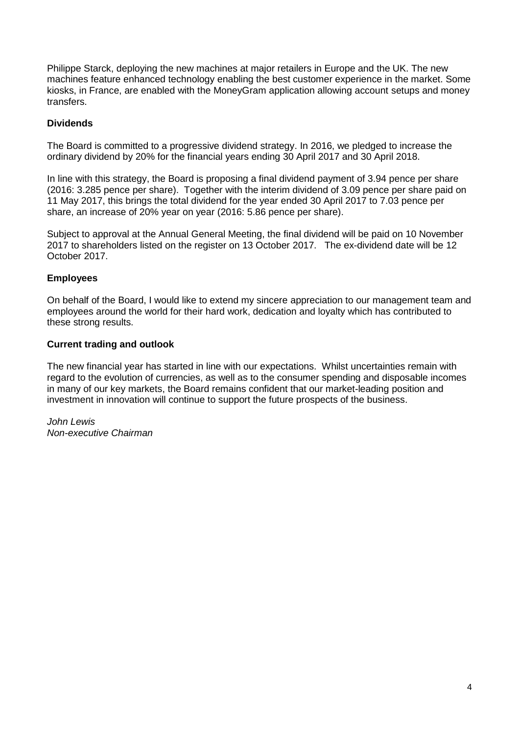Philippe Starck, deploying the new machines at major retailers in Europe and the UK. The new machines feature enhanced technology enabling the best customer experience in the market. Some kiosks, in France, are enabled with the MoneyGram application allowing account setups and money transfers.

**Dividends**

The Board is committed to a progressive dividend strategy. In 2016, we pledged to increase the ordinary dividend by 20% for the financial years ending 30 April 2017 and 30 April 2018.

In line with this strategy, the Board is proposing a final dividend payment of 3.94 pence per share (2016: 3.285 pence per share). Together with the interim dividend of 3.09 pence per share paid on 11 May 2017, this brings the total dividend for the year ended 30 April 2017 to 7.03 pence per share, an increase of 20% year on year (2016: 5.86 pence per share).

Subject to approval at the Annual General Meeting, the final dividend will be paid on 10 November 2017 to shareholders listed on the register on 13 October 2017. The ex-dividend date will be 12 October 2017.

**Employees**

On behalf of the Board, I would like to extend my sincere appreciation to our management team and employees around the world for their hard work, dedication and loyalty which has contributed to these strong results.

**Current trading and outlook**

The new financial year has started in line with our expectations. Whilst uncertainties remain with regard to the evolution of currencies, as well as to the consumer spending and disposable incomes in many of our key markets, the Board remains confident that our market-leading position and investment in innovation will continue to support the future prospects of the business.

*John Lewis*
*Non-executive Chairman*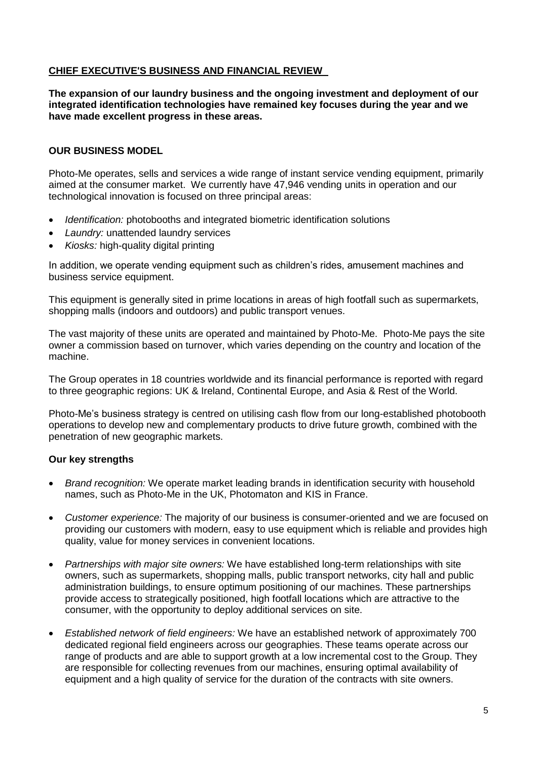## CHIEF EXECUTIVE'S BUSINESS AND FINANCIAL REVIEW

**The expansion of our laundry business and the ongoing investment and deployment of our integrated identification technologies have remained key focuses during the year and we have made excellent progress in these areas.**

### OUR BUSINESS MODEL

Photo-Me operates, sells and services a wide range of instant service vending equipment, primarily aimed at the consumer market. We currently have 47,946 vending units in operation and our technological innovation is focused on three principal areas:

- *Identification:* photobooths and integrated biometric identification solutions
- *Laundry:* unattended laundry services
- *Kiosks:* high-quality digital printing

In addition, we operate vending equipment such as children's rides, amusement machines and business service equipment.

This equipment is generally sited in prime locations in areas of high footfall such as supermarkets, shopping malls (indoors and outdoors) and public transport venues.

The vast majority of these units are operated and maintained by Photo-Me. Photo-Me pays the site owner a commission based on turnover, which varies depending on the country and location of the machine.

The Group operates in 18 countries worldwide and its financial performance is reported with regard to three geographic regions: UK & Ireland, Continental Europe, and Asia & Rest of the World.

Photo-Me's business strategy is centred on utilising cash flow from our long-established photobooth operations to develop new and complementary products to drive future growth, combined with the penetration of new geographic markets.

#### Our key strengths

- *Brand recognition:* We operate market leading brands in identification security with household names, such as Photo-Me in the UK, Photomaton and KIS in France.

- *Customer experience:* The majority of our business is consumer-oriented and we are focused on providing our customers with modern, easy to use equipment which is reliable and provides high quality, value for money services in convenient locations.

- *Partnerships with major site owners:* We have established long-term relationships with site owners, such as supermarkets, shopping malls, public transport networks, city hall and public administration buildings, to ensure optimum positioning of our machines. These partnerships provide access to strategically positioned, high footfall locations which are attractive to the consumer, with the opportunity to deploy additional services on site.

- *Established network of field engineers:* We have an established network of approximately 700 dedicated regional field engineers across our geographies. These teams operate across our range of products and are able to support growth at a low incremental cost to the Group. They are responsible for collecting revenues from our machines, ensuring optimal availability of equipment and a high quality of service for the duration of the contracts with site owners.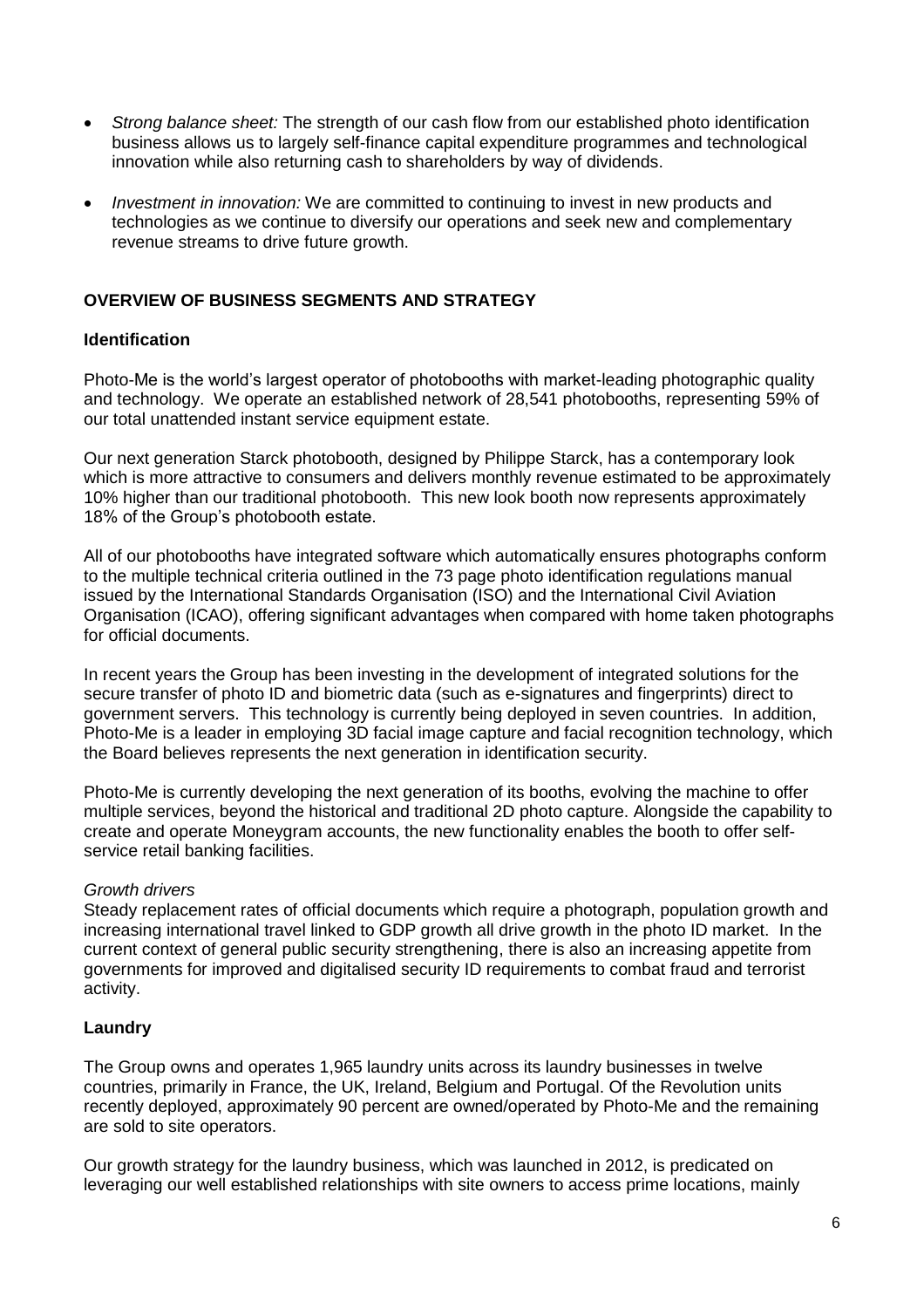- *Strong balance sheet:* The strength of our cash flow from our established photo identification business allows us to largely self-finance capital expenditure programmes and technological innovation while also returning cash to shareholders by way of dividends.

- *Investment in innovation:* We are committed to continuing to invest in new products and technologies as we continue to diversify our operations and seek new and complementary revenue streams to drive future growth.

## OVERVIEW OF BUSINESS SEGMENTS AND STRATEGY

### Identification

Photo-Me is the world's largest operator of photobooths with market-leading photographic quality and technology. We operate an established network of 28,541 photobooths, representing 59% of our total unattended instant service equipment estate.

Our next generation Starck photobooth, designed by Philippe Starck, has a contemporary look which is more attractive to consumers and delivers monthly revenue estimated to be approximately 10% higher than our traditional photobooth. This new look booth now represents approximately 18% of the Group's photobooth estate.

All of our photobooths have integrated software which automatically ensures photographs conform to the multiple technical criteria outlined in the 73 page photo identification regulations manual issued by the International Standards Organisation (ISO) and the International Civil Aviation Organisation (ICAO), offering significant advantages when compared with home taken photographs for official documents.

In recent years the Group has been investing in the development of integrated solutions for the secure transfer of photo ID and biometric data (such as e-signatures and fingerprints) direct to government servers. This technology is currently being deployed in seven countries. In addition, Photo-Me is a leader in employing 3D facial image capture and facial recognition technology, which the Board believes represents the next generation in identification security.

Photo-Me is currently developing the next generation of its booths, evolving the machine to offer multiple services, beyond the historical and traditional 2D photo capture. Alongside the capability to create and operate Moneygram accounts, the new functionality enables the booth to offer self-service retail banking facilities.

*Growth drivers*

Steady replacement rates of official documents which require a photograph, population growth and increasing international travel linked to GDP growth all drive growth in the photo ID market. In the current context of general public security strengthening, there is also an increasing appetite from governments for improved and digitalised security ID requirements to combat fraud and terrorist activity.

### Laundry

The Group owns and operates 1,965 laundry units across its laundry businesses in twelve countries, primarily in France, the UK, Ireland, Belgium and Portugal. Of the Revolution units recently deployed, approximately 90 percent are owned/operated by Photo-Me and the remaining are sold to site operators.

Our growth strategy for the laundry business, which was launched in 2012, is predicated on leveraging our well established relationships with site owners to access prime locations, mainly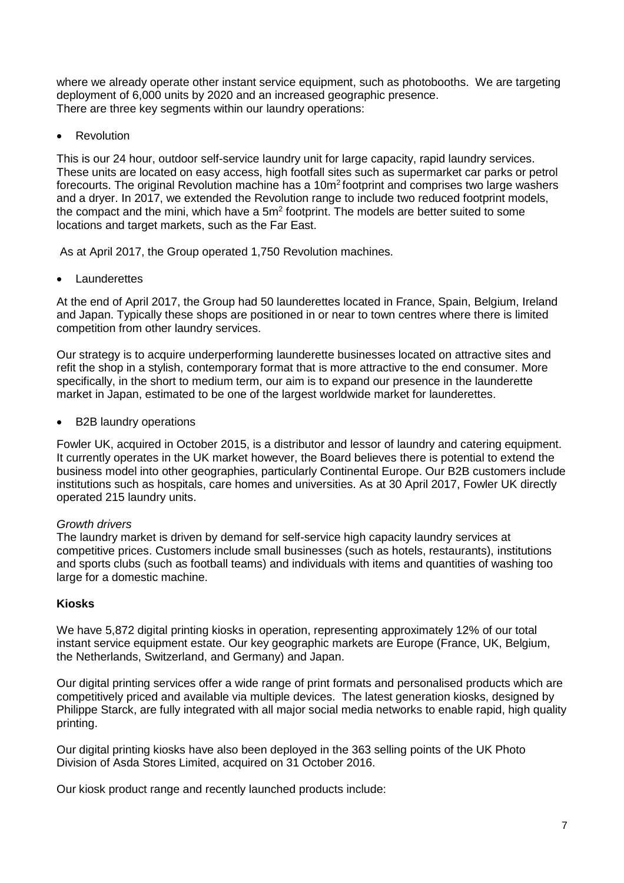where we already operate other instant service equipment, such as photobooths. We are targeting deployment of 6,000 units by 2020 and an increased geographic presence.
There are three key segments within our laundry operations:

- Revolution

This is our 24 hour, outdoor self-service laundry unit for large capacity, rapid laundry services. These units are located on easy access, high footfall sites such as supermarket car parks or petrol forecourts. The original Revolution machine has a $10m^2$ footprint and comprises two large washers and a dryer. In 2017, we extended the Revolution range to include two reduced footprint models, the compact and the mini, which have a $5m^2$ footprint. The models are better suited to some locations and target markets, such as the Far East.

As at April 2017, the Group operated 1,750 Revolution machines.

- Launderettes

At the end of April 2017, the Group had 50 launderettes located in France, Spain, Belgium, Ireland and Japan. Typically these shops are positioned in or near to town centres where there is limited competition from other laundry services.

Our strategy is to acquire underperforming launderette businesses located on attractive sites and refit the shop in a stylish, contemporary format that is more attractive to the end consumer. More specifically, in the short to medium term, our aim is to expand our presence in the launderette market in Japan, estimated to be one of the largest worldwide market for launderettes.

- B2B laundry operations

Fowler UK, acquired in October 2015, is a distributor and lessor of laundry and catering equipment. It currently operates in the UK market however, the Board believes there is potential to extend the business model into other geographies, particularly Continental Europe. Our B2B customers include institutions such as hospitals, care homes and universities. As at 30 April 2017, Fowler UK directly operated 215 laundry units.

*Growth drivers*
The laundry market is driven by demand for self-service high capacity laundry services at competitive prices. Customers include small businesses (such as hotels, restaurants), institutions and sports clubs (such as football teams) and individuals with items and quantities of washing too large for a domestic machine.

**Kiosks**

We have 5,872 digital printing kiosks in operation, representing approximately 12% of our total instant service equipment estate. Our key geographic markets are Europe (France, UK, Belgium, the Netherlands, Switzerland, and Germany) and Japan.

Our digital printing services offer a wide range of print formats and personalised products which are competitively priced and available via multiple devices. The latest generation kiosks, designed by Philippe Starck, are fully integrated with all major social media networks to enable rapid, high quality printing.

Our digital printing kiosks have also been deployed in the 363 selling points of the UK Photo Division of Asda Stores Limited, acquired on 31 October 2016.

Our kiosk product range and recently launched products include: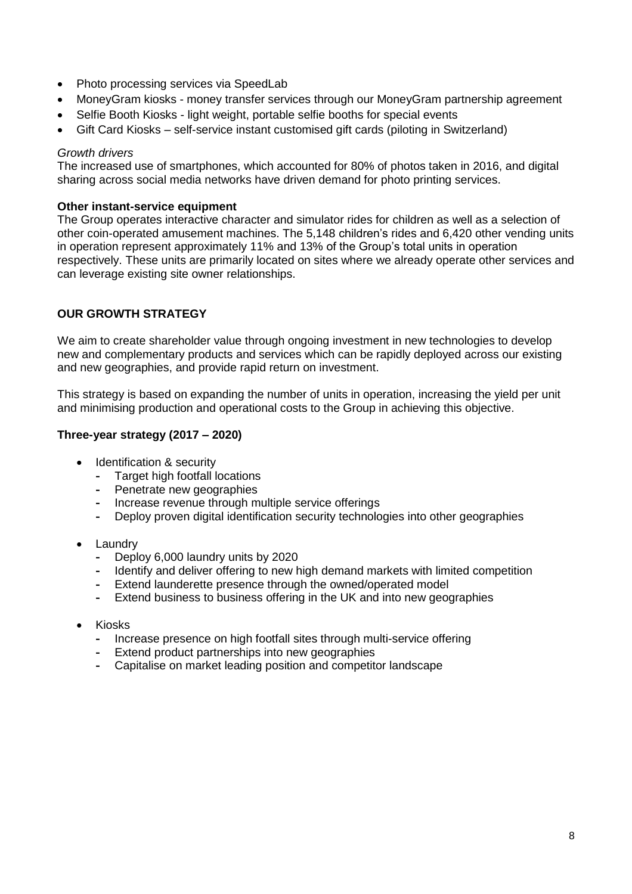- Photo processing services via SpeedLab
- MoneyGram kiosks - money transfer services through our MoneyGram partnership agreement
- Selfie Booth Kiosks - light weight, portable selfie booths for special events
- Gift Card Kiosks – self-service instant customised gift cards (piloting in Switzerland)

*Growth drivers*

The increased use of smartphones, which accounted for 80% of photos taken in 2016, and digital sharing across social media networks have driven demand for photo printing services.

**Other instant-service equipment**

The Group operates interactive character and simulator rides for children as well as a selection of other coin-operated amusement machines. The 5,148 children's rides and 6,420 other vending units in operation represent approximately 11% and 13% of the Group's total units in operation respectively. These units are primarily located on sites where we already operate other services and can leverage existing site owner relationships.

## OUR GROWTH STRATEGY

We aim to create shareholder value through ongoing investment in new technologies to develop new and complementary products and services which can be rapidly deployed across our existing and new geographies, and provide rapid return on investment.

This strategy is based on expanding the number of units in operation, increasing the yield per unit and minimising production and operational costs to the Group in achieving this objective.

### Three-year strategy (2017 – 2020)

- Identification & security
  - Target high footfall locations
  - Penetrate new geographies
  - Increase revenue through multiple service offerings
  - Deploy proven digital identification security technologies into other geographies
- Laundry
  - Deploy 6,000 laundry units by 2020
  - Identify and deliver offering to new high demand markets with limited competition
  - Extend launderette presence through the owned/operated model
  - Extend business to business offering in the UK and into new geographies
- Kiosks
  - Increase presence on high footfall sites through multi-service offering
  - Extend product partnerships into new geographies
  - Capitalise on market leading position and competitor landscape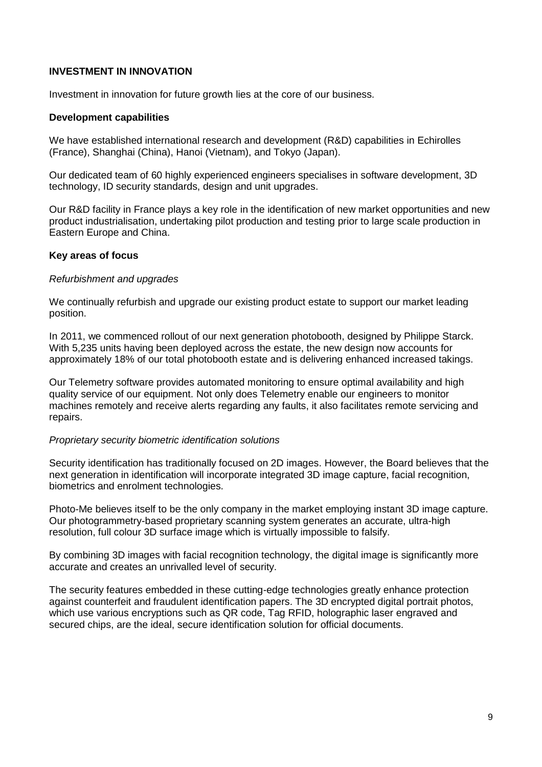## INVESTMENT IN INNOVATION

Investment in innovation for future growth lies at the core of our business.

### Development capabilities

We have established international research and development (R&D) capabilities in Echirolles (France), Shanghai (China), Hanoi (Vietnam), and Tokyo (Japan).

Our dedicated team of 60 highly experienced engineers specialises in software development, 3D technology, ID security standards, design and unit upgrades.

Our R&D facility in France plays a key role in the identification of new market opportunities and new product industrialisation, undertaking pilot production and testing prior to large scale production in Eastern Europe and China.

### Key areas of focus

*Refurbishment and upgrades*

We continually refurbish and upgrade our existing product estate to support our market leading position.

In 2011, we commenced rollout of our next generation photobooth, designed by Philippe Starck. With 5,235 units having been deployed across the estate, the new design now accounts for approximately 18% of our total photobooth estate and is delivering enhanced increased takings.

Our Telemetry software provides automated monitoring to ensure optimal availability and high quality service of our equipment. Not only does Telemetry enable our engineers to monitor machines remotely and receive alerts regarding any faults, it also facilitates remote servicing and repairs.

*Proprietary security biometric identification solutions*

Security identification has traditionally focused on 2D images. However, the Board believes that the next generation in identification will incorporate integrated 3D image capture, facial recognition, biometrics and enrolment technologies.

Photo-Me believes itself to be the only company in the market employing instant 3D image capture. Our photogrammetry-based proprietary scanning system generates an accurate, ultra-high resolution, full colour 3D surface image which is virtually impossible to falsify.

By combining 3D images with facial recognition technology, the digital image is significantly more accurate and creates an unrivalled level of security.

The security features embedded in these cutting-edge technologies greatly enhance protection against counterfeit and fraudulent identification papers. The 3D encrypted digital portrait photos, which use various encryptions such as QR code, Tag RFID, holographic laser engraved and secured chips, are the ideal, secure identification solution for official documents.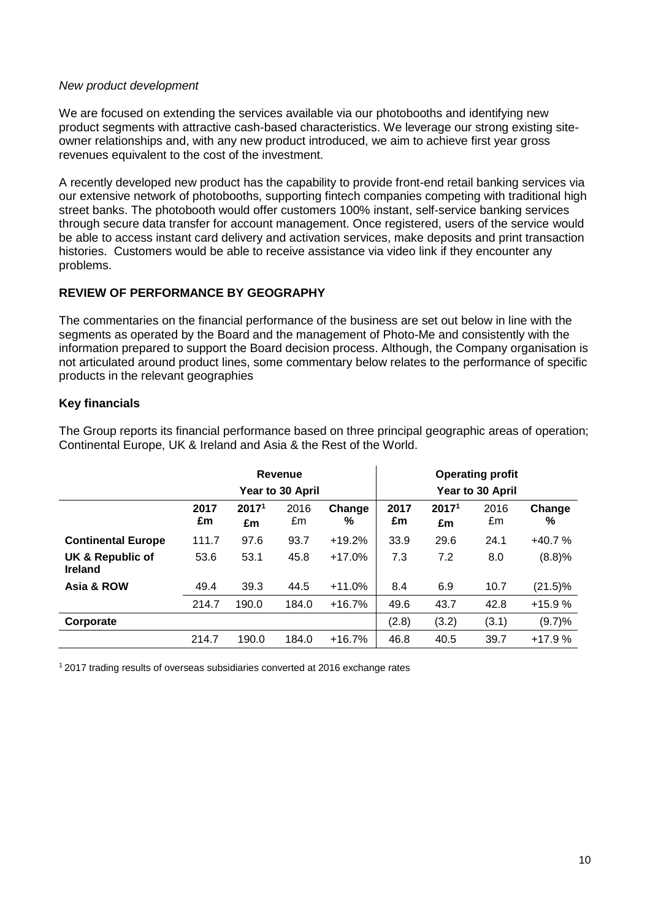*New product development*

We are focused on extending the services available via our photobooths and identifying new product segments with attractive cash-based characteristics. We leverage our strong existing site-owner relationships and, with any new product introduced, we aim to achieve first year gross revenues equivalent to the cost of the investment.

A recently developed new product has the capability to provide front-end retail banking services via our extensive network of photobooths, supporting fintech companies competing with traditional high street banks. The photobooth would offer customers 100% instant, self-service banking services through secure data transfer for account management. Once registered, users of the service would be able to access instant card delivery and activation services, make deposits and print transaction histories. Customers would be able to receive assistance via video link if they encounter any problems.

**REVIEW OF PERFORMANCE BY GEOGRAPHY**

The commentaries on the financial performance of the business are set out below in line with the segments as operated by the Board and the management of Photo-Me and consistently with the information prepared to support the Board decision process. Although, the Company organisation is not articulated around product lines, some commentary below relates to the performance of specific products in the relevant geographies

**Key financials**

The Group reports its financial performance based on three principal geographic areas of operation; Continental Europe, UK & Ireland and Asia & the Rest of the World.

| | Revenue Year to 30 April | | | | Operating profit Year to 30 April | | | |
|---|---|---|---|---|---|---|---|---|
| | **2017 £m** | **2017[1] £m** | 2016 £m | **Change %** | **2017 £m** | **2017[1] £m** | 2016 £m | **Change %** |
| **Continental Europe** | 111.7 | 97.6 | 93.7 | +19.2% | 33.9 | 29.6 | 24.1 | +40.7 % |
| **UK & Republic of Ireland** | 53.6 | 53.1 | 45.8 | +17.0% | 7.3 | 7.2 | 8.0 | (8.8)% |
| **Asia & ROW** | 49.4 | 39.3 | 44.5 | +11.0% | 8.4 | 6.9 | 10.7 | (21.5)% |
| | 214.7 | 190.0 | 184.0 | +16.7% | 49.6 | 43.7 | 42.8 | +15.9 % |
| **Corporate** | | | | | (2.8) | (3.2) | (3.1) | (9.7)% |
| | 214.7 | 190.0 | 184.0 | +16.7% | 46.8 | 40.5 | 39.7 | +17.9 % |

[1] 2017 trading results of overseas subsidiaries converted at 2016 exchange rates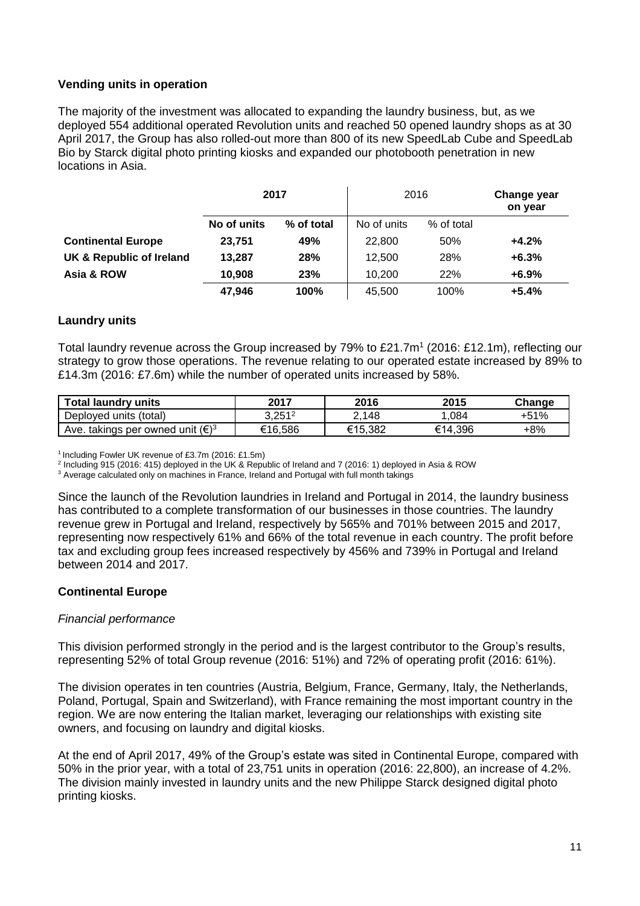### Vending units in operation

The majority of the investment was allocated to expanding the laundry business, but, as we deployed 554 additional operated Revolution units and reached 50 opened laundry shops as at 30 April 2017, the Group has also rolled-out more than 800 of its new SpeedLab Cube and SpeedLab Bio by Starck digital photo printing kiosks and expanded our photobooth penetration in new locations in Asia.

| | **2017** | | 2016 | | **Change year on year** |
|---|---|---|---|---|---|
| | **No of units** | **% of total** | No of units | % of total | |
| **Continental Europe** | **23,751** | **49%** | 22,800 | 50% | **+4.2%** |
| **UK & Republic of Ireland** | **13,287** | **28%** | 12,500 | 28% | **+6.3%** |
| **Asia & ROW** | **10,908** | **23%** | 10,200 | 22% | **+6.9%** |
| | **47,946** | **100%** | 45,500 | 100% | **+5.4%** |

### Laundry units

Total laundry revenue across the Group increased by 79% to £21.7m[1] (2016: £12.1m), reflecting our strategy to grow those operations. The revenue relating to our operated estate increased by 89% to £14.3m (2016: £7.6m) while the number of operated units increased by 58%.

| Total laundry units | 2017 | 2016 | 2015 | Change |
|---|---|---|---|---|
| Deployed units (total) | 3,251[2] | 2,148 | 1,084 | +51% |
| Ave. takings per owned unit (€)[3] | €16,586 | €15,382 | €14,396 | +8% |

[1] Including Fowler UK revenue of £3.7m (2016: £1.5m)
[2] Including 915 (2016: 415) deployed in the UK & Republic of Ireland and 7 (2016: 1) deployed in Asia & ROW
[3] Average calculated only on machines in France, Ireland and Portugal with full month takings

Since the launch of the Revolution laundries in Ireland and Portugal in 2014, the laundry business has contributed to a complete transformation of our businesses in those countries. The laundry revenue grew in Portugal and Ireland, respectively by 565% and 701% between 2015 and 2017, representing now respectively 61% and 66% of the total revenue in each country. The profit before tax and excluding group fees increased respectively by 456% and 739% in Portugal and Ireland between 2014 and 2017.

### Continental Europe

*Financial performance*

This division performed strongly in the period and is the largest contributor to the Group's results, representing 52% of total Group revenue (2016: 51%) and 72% of operating profit (2016: 61%).

The division operates in ten countries (Austria, Belgium, France, Germany, Italy, the Netherlands, Poland, Portugal, Spain and Switzerland), with France remaining the most important country in the region. We are now entering the Italian market, leveraging our relationships with existing site owners, and focusing on laundry and digital kiosks.

At the end of April 2017, 49% of the Group's estate was sited in Continental Europe, compared with 50% in the prior year, with a total of 23,751 units in operation (2016: 22,800), an increase of 4.2%. The division mainly invested in laundry units and the new Philippe Starck designed digital photo printing kiosks.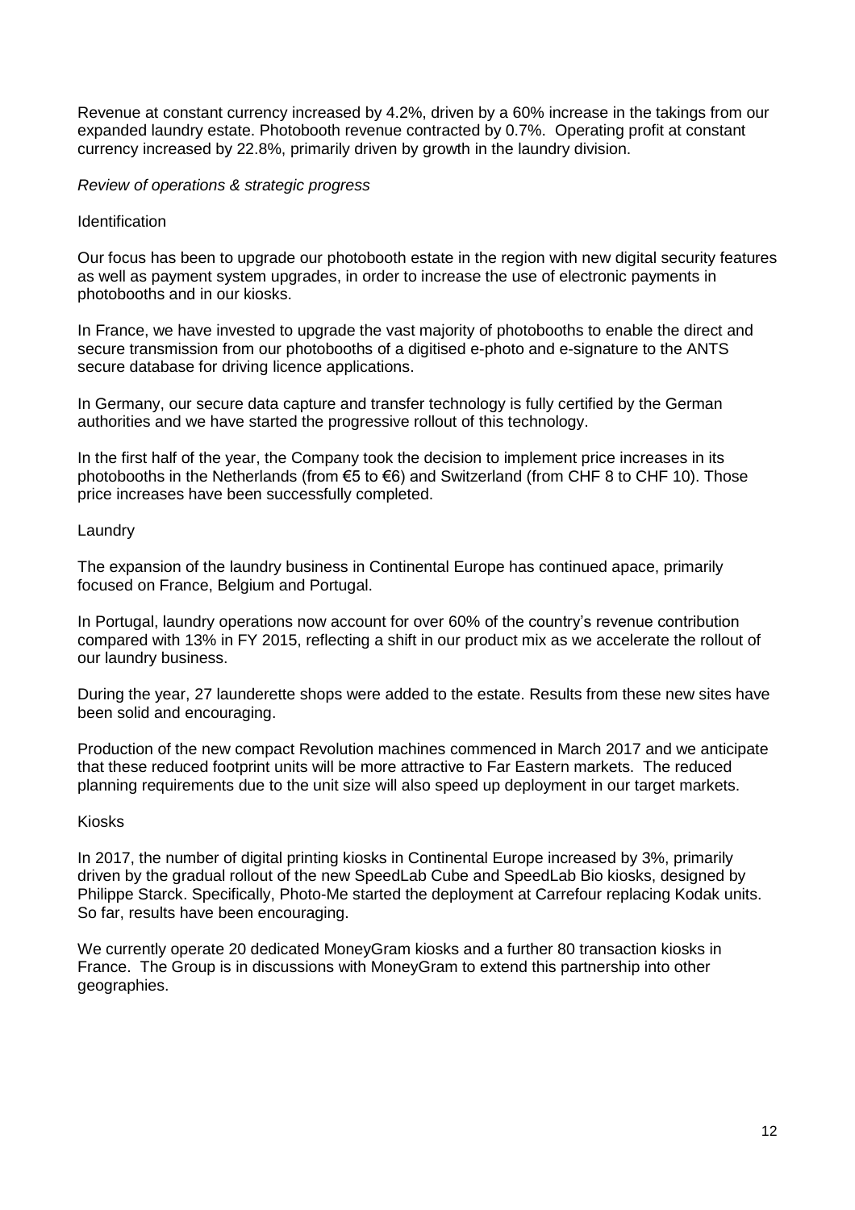Revenue at constant currency increased by 4.2%, driven by a 60% increase in the takings from our expanded laundry estate. Photobooth revenue contracted by 0.7%. Operating profit at constant currency increased by 22.8%, primarily driven by growth in the laundry division.

*Review of operations & strategic progress*

Identification

Our focus has been to upgrade our photobooth estate in the region with new digital security features as well as payment system upgrades, in order to increase the use of electronic payments in photobooths and in our kiosks.

In France, we have invested to upgrade the vast majority of photobooths to enable the direct and secure transmission from our photobooths of a digitised e-photo and e-signature to the ANTS secure database for driving licence applications.

In Germany, our secure data capture and transfer technology is fully certified by the German authorities and we have started the progressive rollout of this technology.

In the first half of the year, the Company took the decision to implement price increases in its photobooths in the Netherlands (from €5 to €6) and Switzerland (from CHF 8 to CHF 10). Those price increases have been successfully completed.

Laundry

The expansion of the laundry business in Continental Europe has continued apace, primarily focused on France, Belgium and Portugal.

In Portugal, laundry operations now account for over 60% of the country's revenue contribution compared with 13% in FY 2015, reflecting a shift in our product mix as we accelerate the rollout of our laundry business.

During the year, 27 launderette shops were added to the estate. Results from these new sites have been solid and encouraging.

Production of the new compact Revolution machines commenced in March 2017 and we anticipate that these reduced footprint units will be more attractive to Far Eastern markets. The reduced planning requirements due to the unit size will also speed up deployment in our target markets.

Kiosks

In 2017, the number of digital printing kiosks in Continental Europe increased by 3%, primarily driven by the gradual rollout of the new SpeedLab Cube and SpeedLab Bio kiosks, designed by Philippe Starck. Specifically, Photo-Me started the deployment at Carrefour replacing Kodak units. So far, results have been encouraging.

We currently operate 20 dedicated MoneyGram kiosks and a further 80 transaction kiosks in France. The Group is in discussions with MoneyGram to extend this partnership into other geographies.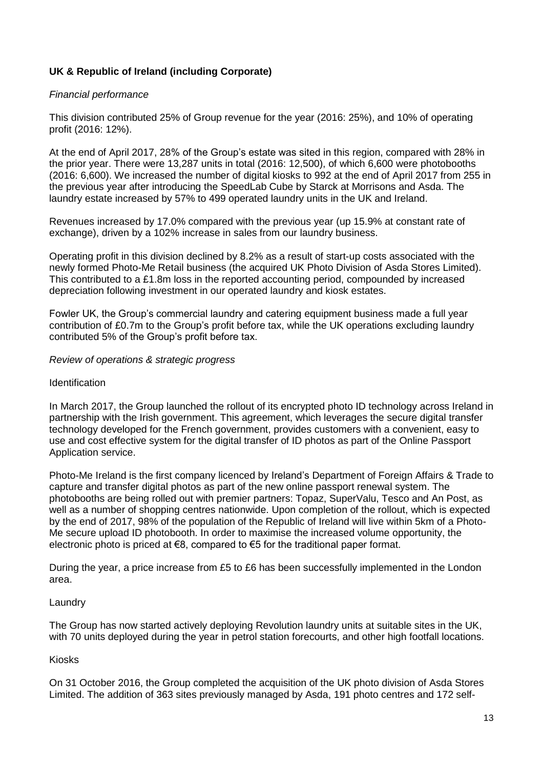**UK & Republic of Ireland (including Corporate)**

*Financial performance*

This division contributed 25% of Group revenue for the year (2016: 25%), and 10% of operating profit (2016: 12%).

At the end of April 2017, 28% of the Group's estate was sited in this region, compared with 28% in the prior year. There were 13,287 units in total (2016: 12,500), of which 6,600 were photobooths (2016: 6,600). We increased the number of digital kiosks to 992 at the end of April 2017 from 255 in the previous year after introducing the SpeedLab Cube by Starck at Morrisons and Asda. The laundry estate increased by 57% to 499 operated laundry units in the UK and Ireland.

Revenues increased by 17.0% compared with the previous year (up 15.9% at constant rate of exchange), driven by a 102% increase in sales from our laundry business.

Operating profit in this division declined by 8.2% as a result of start-up costs associated with the newly formed Photo-Me Retail business (the acquired UK Photo Division of Asda Stores Limited). This contributed to a £1.8m loss in the reported accounting period, compounded by increased depreciation following investment in our operated laundry and kiosk estates.

Fowler UK, the Group's commercial laundry and catering equipment business made a full year contribution of £0.7m to the Group's profit before tax, while the UK operations excluding laundry contributed 5% of the Group's profit before tax.

*Review of operations & strategic progress*

Identification

In March 2017, the Group launched the rollout of its encrypted photo ID technology across Ireland in partnership with the Irish government. This agreement, which leverages the secure digital transfer technology developed for the French government, provides customers with a convenient, easy to use and cost effective system for the digital transfer of ID photos as part of the Online Passport Application service.

Photo-Me Ireland is the first company licenced by Ireland's Department of Foreign Affairs & Trade to capture and transfer digital photos as part of the new online passport renewal system. The photobooths are being rolled out with premier partners: Topaz, SuperValu, Tesco and An Post, as well as a number of shopping centres nationwide. Upon completion of the rollout, which is expected by the end of 2017, 98% of the population of the Republic of Ireland will live within 5km of a Photo-Me secure upload ID photobooth. In order to maximise the increased volume opportunity, the electronic photo is priced at €8, compared to €5 for the traditional paper format.

During the year, a price increase from £5 to £6 has been successfully implemented in the London area.

Laundry

The Group has now started actively deploying Revolution laundry units at suitable sites in the UK, with 70 units deployed during the year in petrol station forecourts, and other high footfall locations.

Kiosks

On 31 October 2016, the Group completed the acquisition of the UK photo division of Asda Stores Limited. The addition of 363 sites previously managed by Asda, 191 photo centres and 172 self-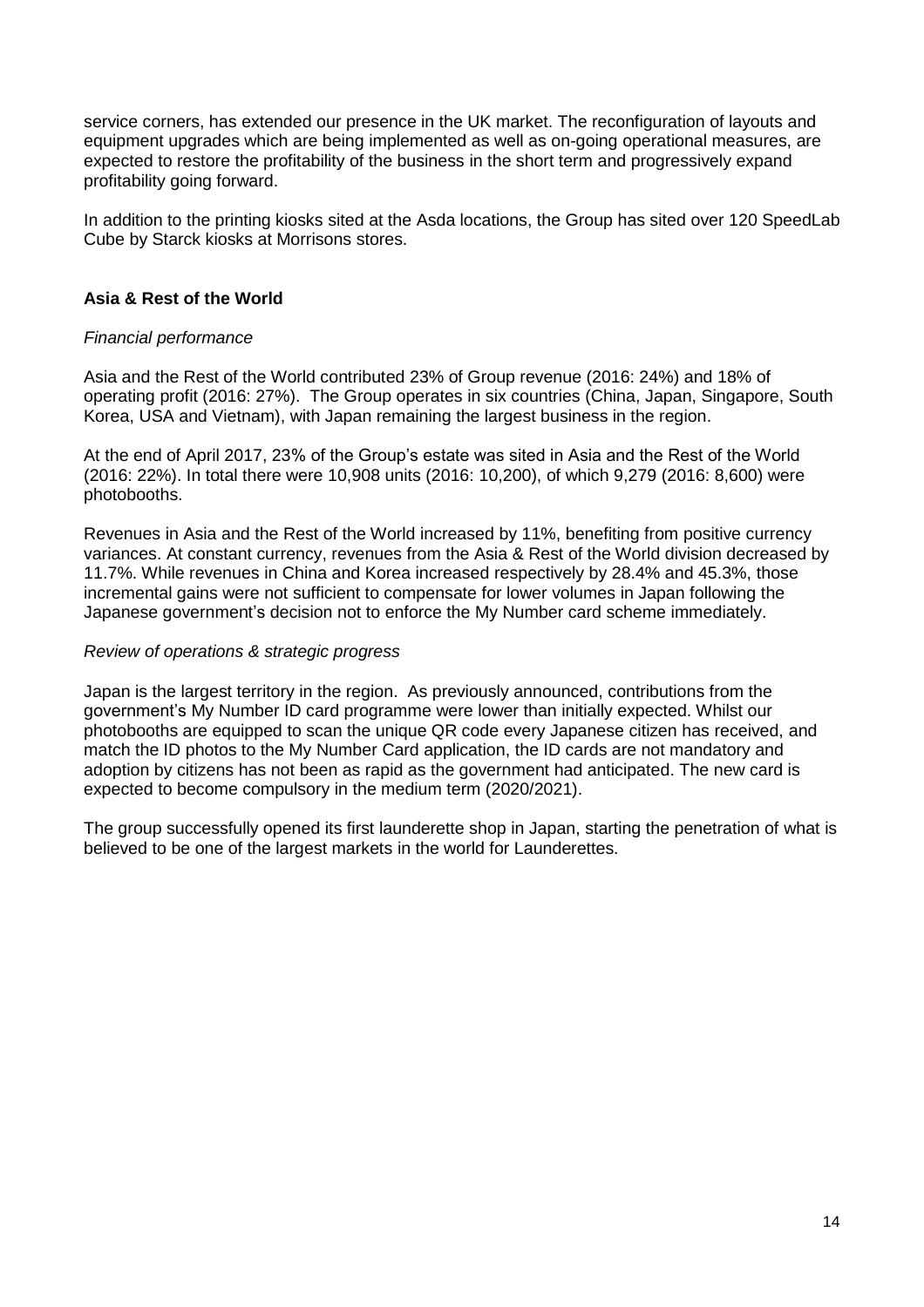service corners, has extended our presence in the UK market. The reconfiguration of layouts and equipment upgrades which are being implemented as well as on-going operational measures, are expected to restore the profitability of the business in the short term and progressively expand profitability going forward.

In addition to the printing kiosks sited at the Asda locations, the Group has sited over 120 SpeedLab Cube by Starck kiosks at Morrisons stores.

**Asia & Rest of the World**

*Financial performance*

Asia and the Rest of the World contributed 23% of Group revenue (2016: 24%) and 18% of operating profit (2016: 27%). The Group operates in six countries (China, Japan, Singapore, South Korea, USA and Vietnam), with Japan remaining the largest business in the region.

At the end of April 2017, 23% of the Group's estate was sited in Asia and the Rest of the World (2016: 22%). In total there were 10,908 units (2016: 10,200), of which 9,279 (2016: 8,600) were photobooths.

Revenues in Asia and the Rest of the World increased by 11%, benefiting from positive currency variances. At constant currency, revenues from the Asia & Rest of the World division decreased by 11.7%. While revenues in China and Korea increased respectively by 28.4% and 45.3%, those incremental gains were not sufficient to compensate for lower volumes in Japan following the Japanese government's decision not to enforce the My Number card scheme immediately.

*Review of operations & strategic progress*

Japan is the largest territory in the region. As previously announced, contributions from the government's My Number ID card programme were lower than initially expected. Whilst our photobooths are equipped to scan the unique QR code every Japanese citizen has received, and match the ID photos to the My Number Card application, the ID cards are not mandatory and adoption by citizens has not been as rapid as the government had anticipated. The new card is expected to become compulsory in the medium term (2020/2021).

The group successfully opened its first launderette shop in Japan, starting the penetration of what is believed to be one of the largest markets in the world for Launderettes.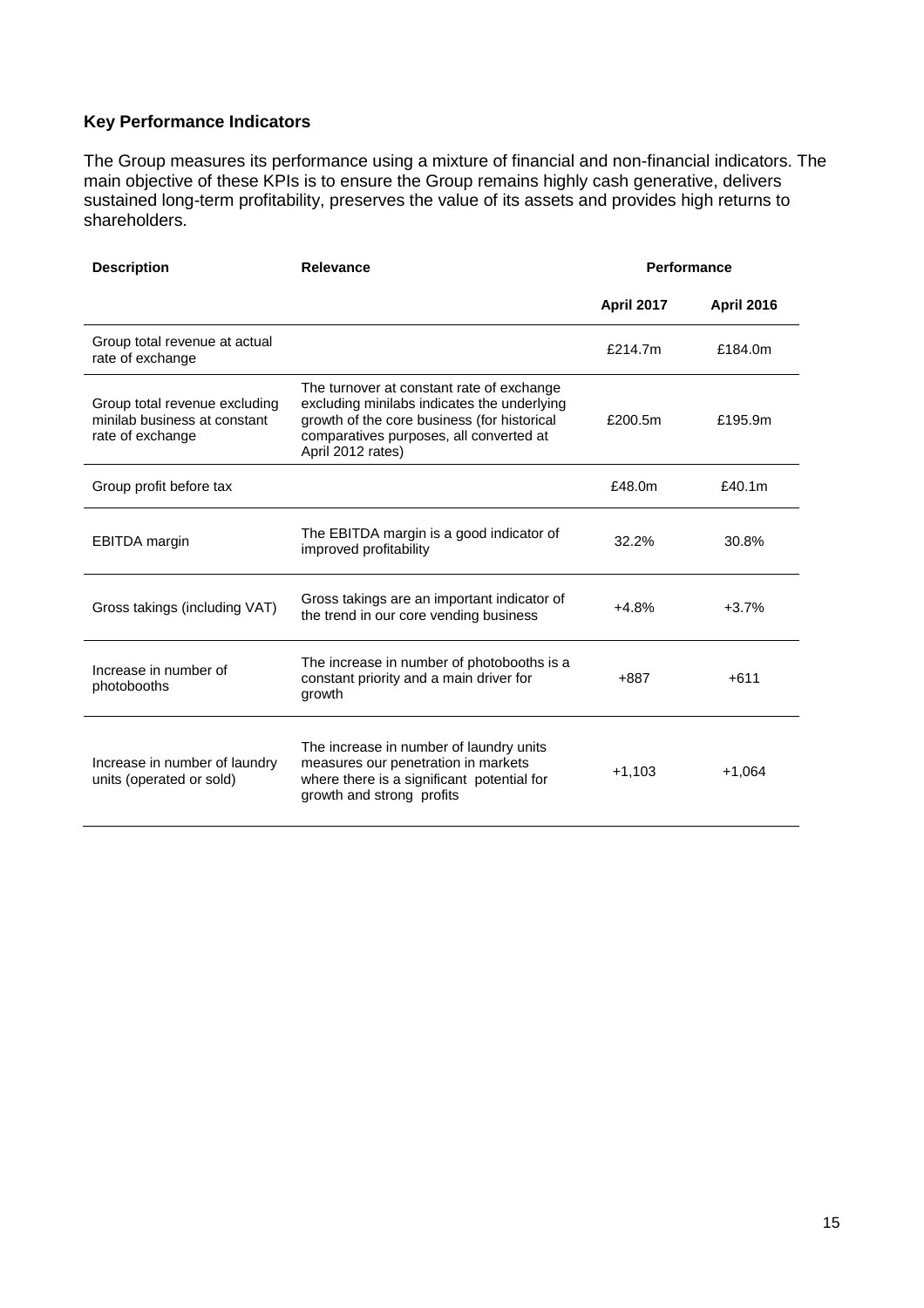## Key Performance Indicators

The Group measures its performance using a mixture of financial and non-financial indicators. The main objective of these KPIs is to ensure the Group remains highly cash generative, delivers sustained long-term profitability, preserves the value of its assets and provides high returns to shareholders.

| Description | Relevance | Performance | |
|---|---|---|---|
| | | **April 2017** | **April 2016** |
| Group total revenue at actual rate of exchange | | £214.7m | £184.0m |
| Group total revenue excluding minilab business at constant rate of exchange | The turnover at constant rate of exchange excluding minilabs indicates the underlying growth of the core business (for historical comparatives purposes, all converted at April 2012 rates) | £200.5m | £195.9m |
| Group profit before tax | | £48.0m | £40.1m |
| EBITDA margin | The EBITDA margin is a good indicator of improved profitability | 32.2% | 30.8% |
| Gross takings (including VAT) | Gross takings are an important indicator of the trend in our core vending business | +4.8% | +3.7% |
| Increase in number of photobooths | The increase in number of photobooths is a constant priority and a main driver for growth | +887 | +611 |
| Increase in number of laundry units (operated or sold) | The increase in number of laundry units measures our penetration in markets where there is a significant potential for growth and strong profits | +1,103 | +1,064 |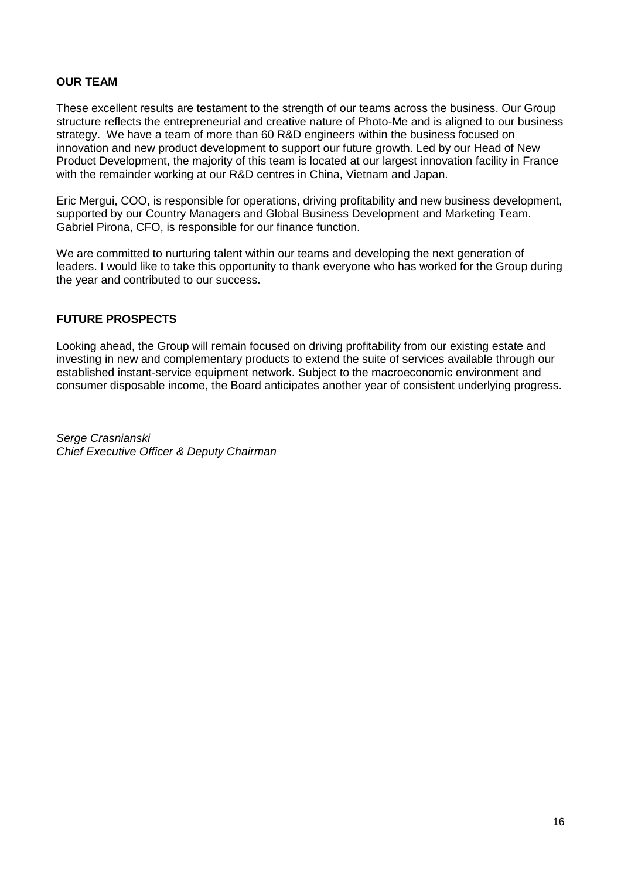## OUR TEAM

These excellent results are testament to the strength of our teams across the business. Our Group structure reflects the entrepreneurial and creative nature of Photo-Me and is aligned to our business strategy. We have a team of more than 60 R&D engineers within the business focused on innovation and new product development to support our future growth. Led by our Head of New Product Development, the majority of this team is located at our largest innovation facility in France with the remainder working at our R&D centres in China, Vietnam and Japan.

Eric Mergui, COO, is responsible for operations, driving profitability and new business development, supported by our Country Managers and Global Business Development and Marketing Team. Gabriel Pirona, CFO, is responsible for our finance function.

We are committed to nurturing talent within our teams and developing the next generation of leaders. I would like to take this opportunity to thank everyone who has worked for the Group during the year and contributed to our success.

## FUTURE PROSPECTS

Looking ahead, the Group will remain focused on driving profitability from our existing estate and investing in new and complementary products to extend the suite of services available through our established instant-service equipment network. Subject to the macroeconomic environment and consumer disposable income, the Board anticipates another year of consistent underlying progress.

*Serge Crasnianski*
*Chief Executive Officer & Deputy Chairman*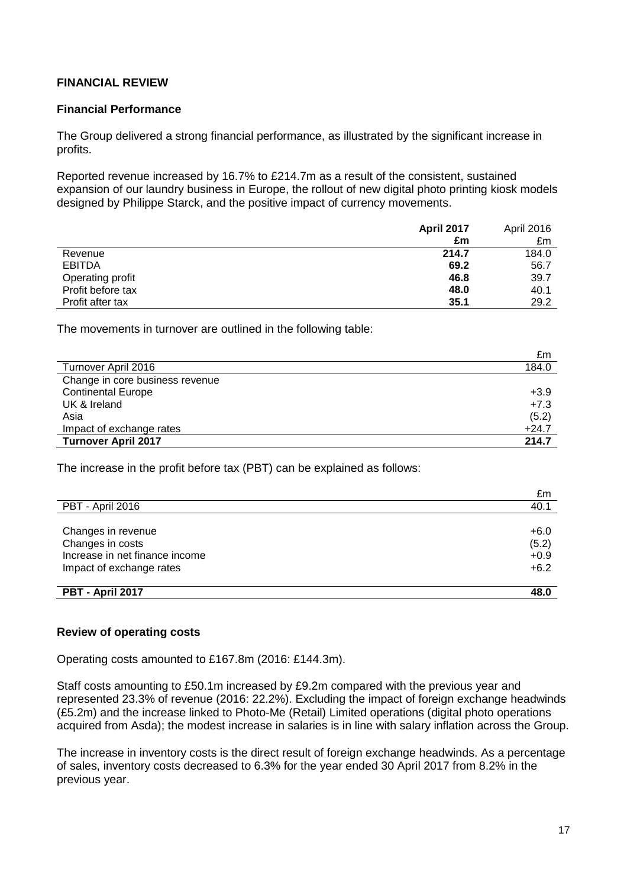## FINANCIAL REVIEW

### Financial Performance

The Group delivered a strong financial performance, as illustrated by the significant increase in profits.

Reported revenue increased by 16.7% to £214.7m as a result of the consistent, sustained expansion of our laundry business in Europe, the rollout of new digital photo printing kiosk models designed by Philippe Starck, and the positive impact of currency movements.

| | **April 2017** | April 2016 |
|---|---|---|
| | **£m** | £m |
| Revenue | **214.7** | 184.0 |
| EBITDA | **69.2** | 56.7 |
| Operating profit | **46.8** | 39.7 |
| Profit before tax | **48.0** | 40.1 |
| Profit after tax | **35.1** | 29.2 |

The movements in turnover are outlined in the following table:

| | £m |
|---|---|
| Turnover April 2016 | 184.0 |
| Change in core business revenue | |
| Continental Europe | +3.9 |
| UK & Ireland | +7.3 |
| Asia | (5.2) |
| Impact of exchange rates | +24.7 |
| **Turnover April 2017** | **214.7** |

The increase in the profit before tax (PBT) can be explained as follows:

| | £m |
|---|---|
| PBT - April 2016 | 40.1 |
| Changes in revenue | +6.0 |
| Changes in costs | (5.2) |
| Increase in net finance income | +0.9 |
| Impact of exchange rates | +6.2 |
| **PBT - April 2017** | **48.0** |

### Review of operating costs

Operating costs amounted to £167.8m (2016: £144.3m).

Staff costs amounting to £50.1m increased by £9.2m compared with the previous year and represented 23.3% of revenue (2016: 22.2%). Excluding the impact of foreign exchange headwinds (£5.2m) and the increase linked to Photo-Me (Retail) Limited operations (digital photo operations acquired from Asda); the modest increase in salaries is in line with salary inflation across the Group.

The increase in inventory costs is the direct result of foreign exchange headwinds. As a percentage of sales, inventory costs decreased to 6.3% for the year ended 30 April 2017 from 8.2% in the previous year.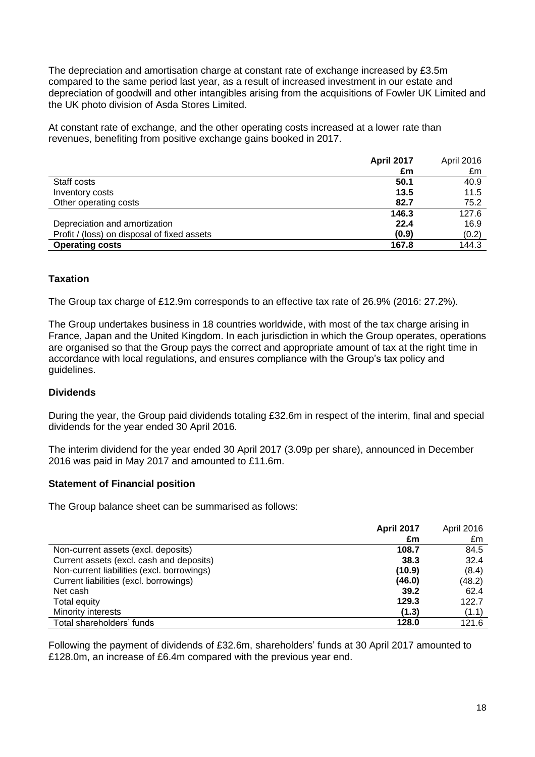The depreciation and amortisation charge at constant rate of exchange increased by £3.5m compared to the same period last year, as a result of increased investment in our estate and depreciation of goodwill and other intangibles arising from the acquisitions of Fowler UK Limited and the UK photo division of Asda Stores Limited.

At constant rate of exchange, and the other operating costs increased at a lower rate than revenues, benefiting from positive exchange gains booked in 2017.

| | **April 2017** | April 2016 |
|---|---|---|
| | **£m** | £m |
| Staff costs | **50.1** | 40.9 |
| Inventory costs | **13.5** | 11.5 |
| Other operating costs | **82.7** | 75.2 |
| | **146.3** | 127.6 |
| Depreciation and amortization | **22.4** | 16.9 |
| Profit / (loss) on disposal of fixed assets | **(0.9)** | (0.2) |
| **Operating costs** | **167.8** | 144.3 |

### Taxation

The Group tax charge of £12.9m corresponds to an effective tax rate of 26.9% (2016: 27.2%).

The Group undertakes business in 18 countries worldwide, with most of the tax charge arising in France, Japan and the United Kingdom. In each jurisdiction in which the Group operates, operations are organised so that the Group pays the correct and appropriate amount of tax at the right time in accordance with local regulations, and ensures compliance with the Group's tax policy and guidelines.

### Dividends

During the year, the Group paid dividends totaling £32.6m in respect of the interim, final and special dividends for the year ended 30 April 2016.

The interim dividend for the year ended 30 April 2017 (3.09p per share), announced in December 2016 was paid in May 2017 and amounted to £11.6m.

### Statement of Financial position

The Group balance sheet can be summarised as follows:

| | **April 2017** | April 2016 |
|---|---|---|
| | **£m** | £m |
| Non-current assets (excl. deposits) | **108.7** | 84.5 |
| Current assets (excl. cash and deposits) | **38.3** | 32.4 |
| Non-current liabilities (excl. borrowings) | **(10.9)** | (8.4) |
| Current liabilities (excl. borrowings) | **(46.0)** | (48.2) |
| Net cash | **39.2** | 62.4 |
| Total equity | **129.3** | 122.7 |
| Minority interests | **(1.3)** | (1.1) |
| Total shareholders' funds | **128.0** | 121.6 |

Following the payment of dividends of £32.6m, shareholders' funds at 30 April 2017 amounted to £128.0m, an increase of £6.4m compared with the previous year end.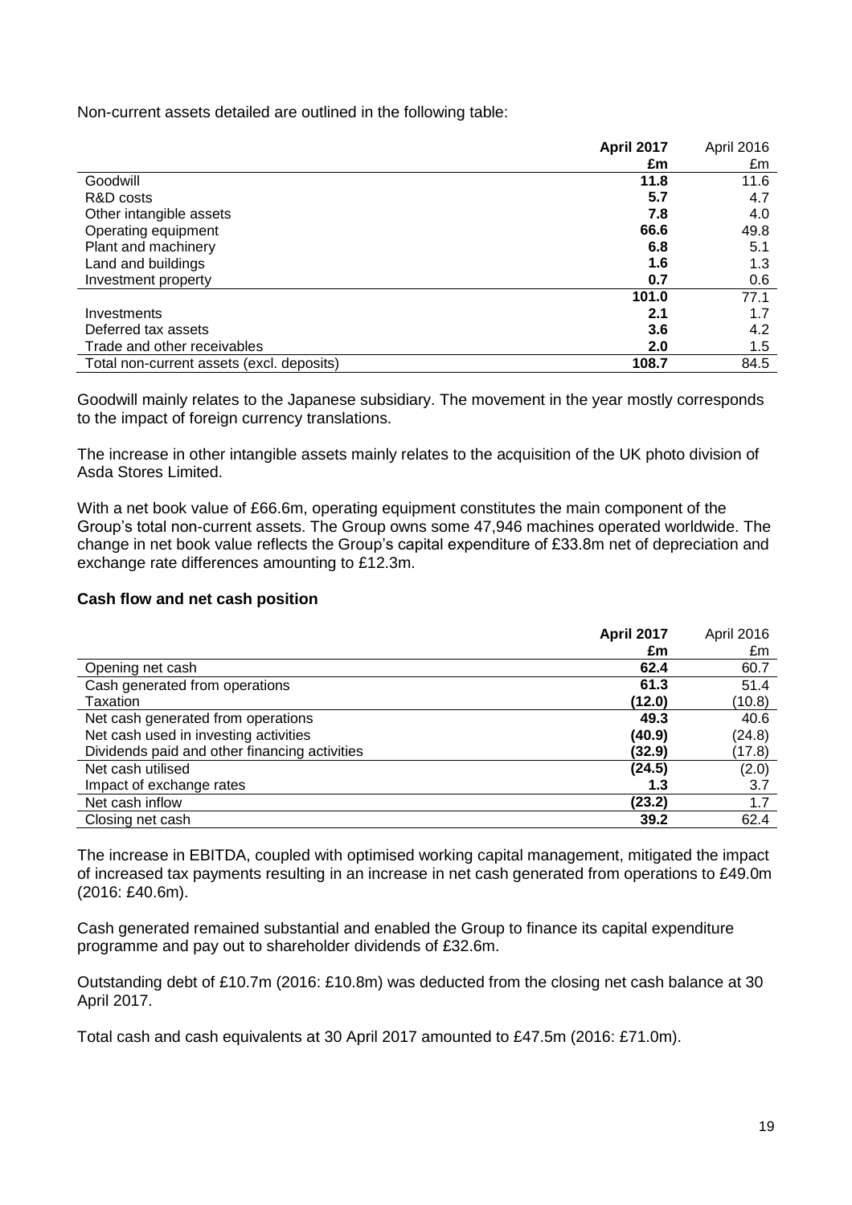Non-current assets detailed are outlined in the following table:

| | **April 2017** | April 2016 |
|---|---|---|
| | **£m** | £m |
| Goodwill | **11.8** | 11.6 |
| R&D costs | **5.7** | 4.7 |
| Other intangible assets | **7.8** | 4.0 |
| Operating equipment | **66.6** | 49.8 |
| Plant and machinery | **6.8** | 5.1 |
| Land and buildings | **1.6** | 1.3 |
| Investment property | **0.7** | 0.6 |
| | **101.0** | 77.1 |
| Investments | **2.1** | 1.7 |
| Deferred tax assets | **3.6** | 4.2 |
| Trade and other receivables | **2.0** | 1.5 |
| Total non-current assets (excl. deposits) | **108.7** | 84.5 |

Goodwill mainly relates to the Japanese subsidiary. The movement in the year mostly corresponds to the impact of foreign currency translations.

The increase in other intangible assets mainly relates to the acquisition of the UK photo division of Asda Stores Limited.

With a net book value of £66.6m, operating equipment constitutes the main component of the Group's total non-current assets. The Group owns some 47,946 machines operated worldwide. The change in net book value reflects the Group's capital expenditure of £33.8m net of depreciation and exchange rate differences amounting to £12.3m.

**Cash flow and net cash position**

| | **April 2017** | April 2016 |
|---|---|---|
| | **£m** | £m |
| Opening net cash | **62.4** | 60.7 |
| Cash generated from operations | **61.3** | 51.4 |
| Taxation | **(12.0)** | (10.8) |
| Net cash generated from operations | **49.3** | 40.6 |
| Net cash used in investing activities | **(40.9)** | (24.8) |
| Dividends paid and other financing activities | **(32.9)** | (17.8) |
| Net cash utilised | **(24.5)** | (2.0) |
| Impact of exchange rates | **1.3** | 3.7 |
| Net cash inflow | **(23.2)** | 1.7 |
| Closing net cash | **39.2** | 62.4 |

The increase in EBITDA, coupled with optimised working capital management, mitigated the impact of increased tax payments resulting in an increase in net cash generated from operations to £49.0m (2016: £40.6m).

Cash generated remained substantial and enabled the Group to finance its capital expenditure programme and pay out to shareholder dividends of £32.6m.

Outstanding debt of £10.7m (2016: £10.8m) was deducted from the closing net cash balance at 30 April 2017.

Total cash and cash equivalents at 30 April 2017 amounted to £47.5m (2016: £71.0m).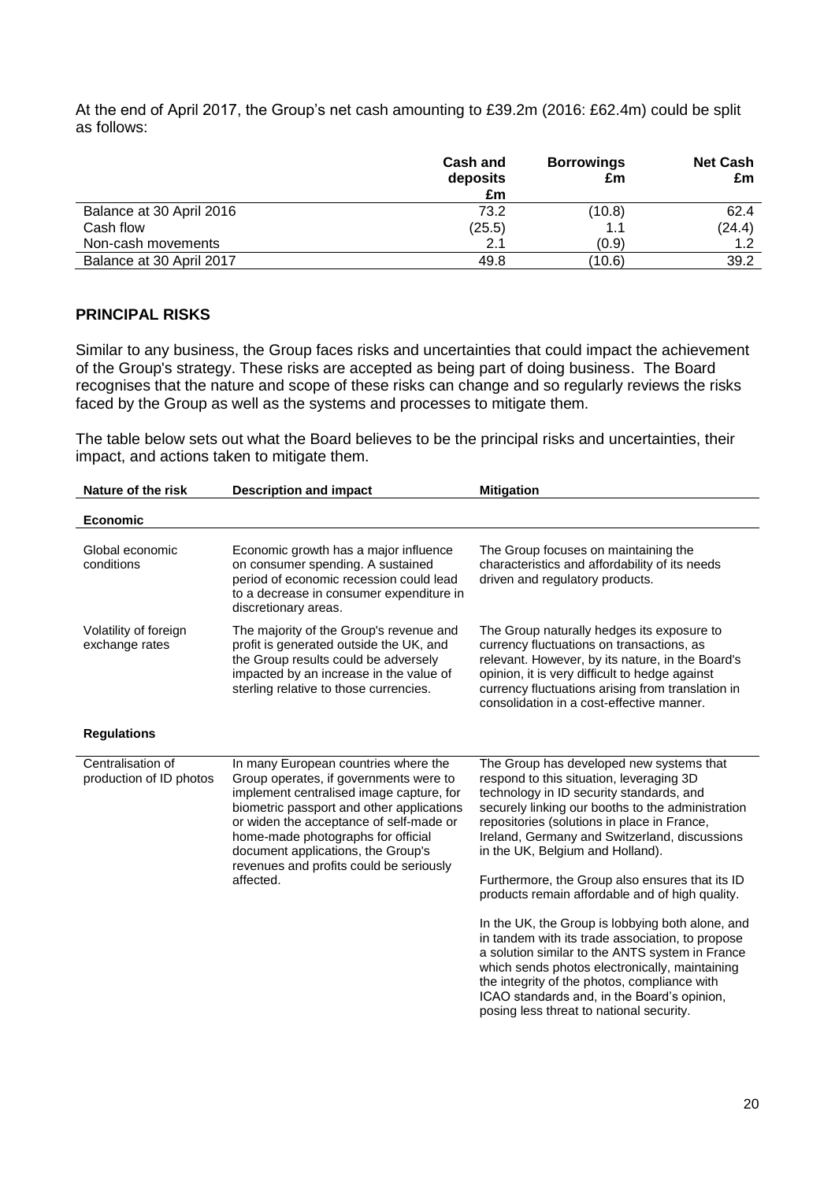At the end of April 2017, the Group's net cash amounting to £39.2m (2016: £62.4m) could be split as follows:

| | Cash and deposits £m | Borrowings £m | Net Cash £m |
|---|---|---|---|
| Balance at 30 April 2016 | 73.2 | (10.8) | 62.4 |
| Cash flow | (25.5) | 1.1 | (24.4) |
| Non-cash movements | 2.1 | (0.9) | 1.2 |
| Balance at 30 April 2017 | 49.8 | (10.6) | 39.2 |

## PRINCIPAL RISKS

Similar to any business, the Group faces risks and uncertainties that could impact the achievement of the Group's strategy. These risks are accepted as being part of doing business. The Board recognises that the nature and scope of these risks can change and so regularly reviews the risks faced by the Group as well as the systems and processes to mitigate them.

The table below sets out what the Board believes to be the principal risks and uncertainties, their impact, and actions taken to mitigate them.

| Nature of the risk | Description and impact | Mitigation |
|---|---|---|
| **Economic** | | |
| Global economic conditions | Economic growth has a major influence on consumer spending. A sustained period of economic recession could lead to a decrease in consumer expenditure in discretionary areas. | The Group focuses on maintaining the characteristics and affordability of its needs driven and regulatory products. |
| Volatility of foreign exchange rates | The majority of the Group's revenue and profit is generated outside the UK, and the Group results could be adversely impacted by an increase in the value of sterling relative to those currencies. | The Group naturally hedges its exposure to currency fluctuations on transactions, as relevant. However, by its nature, in the Board's opinion, it is very difficult to hedge against currency fluctuations arising from translation in consolidation in a cost-effective manner. |
| **Regulations** | | |
| Centralisation of production of ID photos | In many European countries where the Group operates, if governments were to implement centralised image capture, for biometric passport and other applications or widen the acceptance of self-made or home-made photographs for official document applications, the Group's revenues and profits could be seriously affected. | The Group has developed new systems that respond to this situation, leveraging 3D technology in ID security standards, and securely linking our booths to the administration repositories (solutions in place in France, Ireland, Germany and Switzerland, discussions in the UK, Belgium and Holland).<br><br>Furthermore, the Group also ensures that its ID products remain affordable and of high quality.<br><br>In the UK, the Group is lobbying both alone, and in tandem with its trade association, to propose a solution similar to the ANTS system in France which sends photos electronically, maintaining the integrity of the photos, compliance with ICAO standards and, in the Board's opinion, posing less threat to national security. |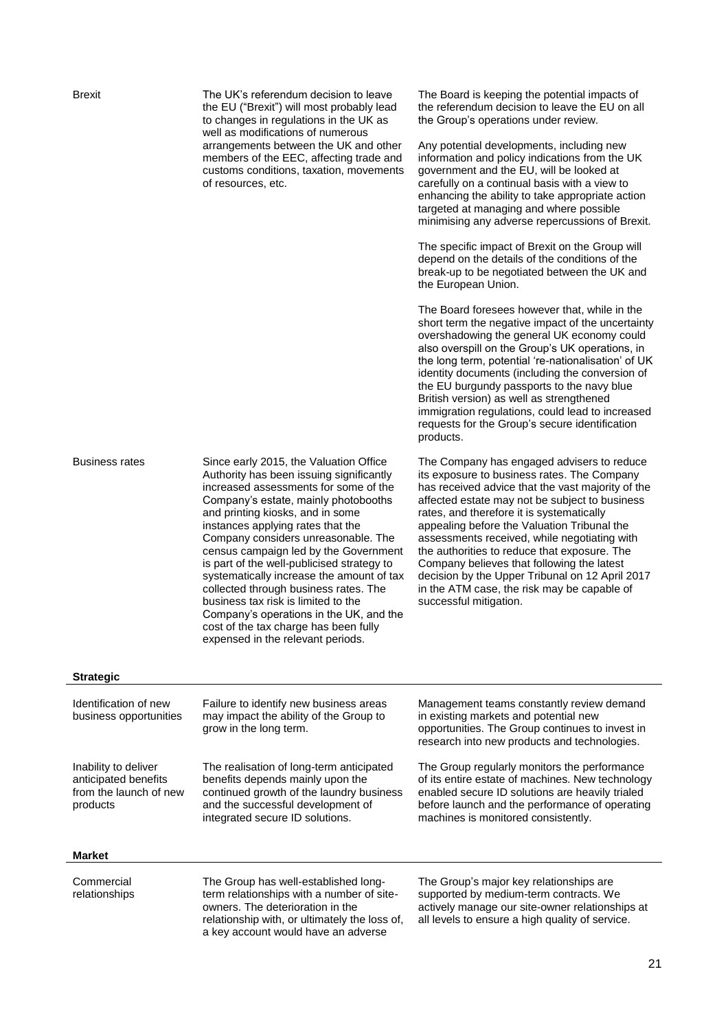| | | |
|---|---|---|
| Brexit | The UK's referendum decision to leave the EU ("Brexit") will most probably lead to changes in regulations in the UK as well as modifications of numerous arrangements between the UK and other members of the EEC, affecting trade and customs conditions, taxation, movements of resources, etc. | The Board is keeping the potential impacts of the referendum decision to leave the EU on all the Group's operations under review.<br><br>Any potential developments, including new information and policy indications from the UK government and the EU, will be looked at carefully on a continual basis with a view to enhancing the ability to take appropriate action targeted at managing and where possible minimising any adverse repercussions of Brexit.<br><br>The specific impact of Brexit on the Group will depend on the details of the conditions of the break-up to be negotiated between the UK and the European Union.<br><br>The Board foresees however that, while in the short term the negative impact of the uncertainty overshadowing the general UK economy could also overspill on the Group's UK operations, in the long term, potential 're-nationalisation' of UK identity documents (including the conversion of the EU burgundy passports to the navy blue British version) as well as strengthened immigration regulations, could lead to increased requests for the Group's secure identification products. |
| Business rates | Since early 2015, the Valuation Office Authority has been issuing significantly increased assessments for some of the Company's estate, mainly photobooths and printing kiosks, and in some instances applying rates that the Company considers unreasonable. The census campaign led by the Government is part of the well-publicised strategy to systematically increase the amount of tax collected through business rates. The business tax risk is limited to the Company's operations in the UK, and the cost of the tax charge has been fully expensed in the relevant periods. | The Company has engaged advisers to reduce its exposure to business rates. The Company has received advice that the vast majority of the affected estate may not be subject to business rates, and therefore it is systematically appealing before the Valuation Tribunal the assessments received, while negotiating with the authorities to reduce that exposure. The Company believes that following the latest decision by the Upper Tribunal on 12 April 2017 in the ATM case, the risk may be capable of successful mitigation. |
| **Strategic** | | |
| Identification of new business opportunities | Failure to identify new business areas may impact the ability of the Group to grow in the long term. | Management teams constantly review demand in existing markets and potential new opportunities. The Group continues to invest in research into new products and technologies. |
| Inability to deliver anticipated benefits from the launch of new products | The realisation of long-term anticipated benefits depends mainly upon the continued growth of the laundry business and the successful development of integrated secure ID solutions. | The Group regularly monitors the performance of its entire estate of machines. New technology enabled secure ID solutions are heavily trialed before launch and the performance of operating machines is monitored consistently. |
| **Market** | | |
| Commercial relationships | The Group has well-established long-term relationships with a number of site-owners. The deterioration in the relationship with, or ultimately the loss of, a key account would have an adverse | The Group's major key relationships are supported by medium-term contracts. We actively manage our site-owner relationships at all levels to ensure a high quality of service. |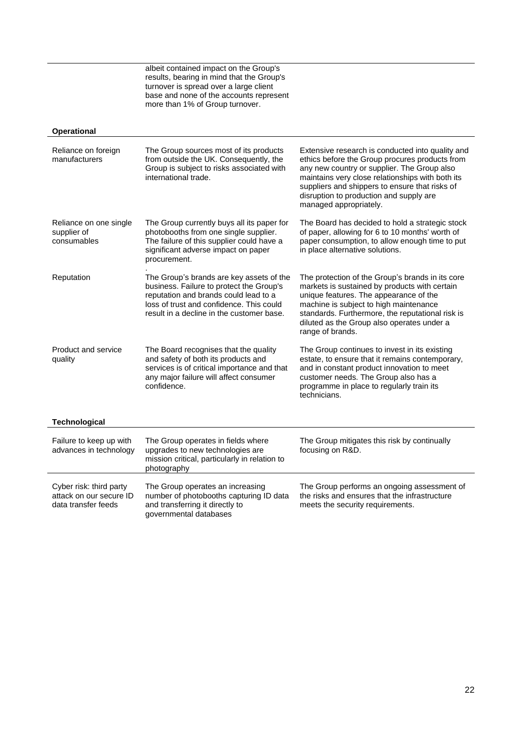| | | |
|---|---|---|
| | albeit contained impact on the Group's results, bearing in mind that the Group's turnover is spread over a large client base and none of the accounts represent more than 1% of Group turnover. | |
| **Operational** | | |
| Reliance on foreign manufacturers | The Group sources most of its products from outside the UK. Consequently, the Group is subject to risks associated with international trade. | Extensive research is conducted into quality and ethics before the Group procures products from any new country or supplier. The Group also maintains very close relationships with both its suppliers and shippers to ensure that risks of disruption to production and supply are managed appropriately. |
| Reliance on one single supplier of consumables | The Group currently buys all its paper for photobooths from one single supplier. The failure of this supplier could have a significant adverse impact on paper procurement. | The Board has decided to hold a strategic stock of paper, allowing for 6 to 10 months' worth of paper consumption, to allow enough time to put in place alternative solutions. |
| Reputation | The Group's brands are key assets of the business. Failure to protect the Group's reputation and brands could lead to a loss of trust and confidence. This could result in a decline in the customer base. | The protection of the Group's brands in its core markets is sustained by products with certain unique features. The appearance of the machine is subject to high maintenance standards. Furthermore, the reputational risk is diluted as the Group also operates under a range of brands. |
| Product and service quality | The Board recognises that the quality and safety of both its products and services is of critical importance and that any major failure will affect consumer confidence. | The Group continues to invest in its existing estate, to ensure that it remains contemporary, and in constant product innovation to meet customer needs. The Group also has a programme in place to regularly train its technicians. |
| **Technological** | | |
| Failure to keep up with advances in technology | The Group operates in fields where upgrades to new technologies are mission critical, particularly in relation to photography | The Group mitigates this risk by continually focusing on R&D. |
| Cyber risk: third party attack on our secure ID data transfer feeds | The Group operates an increasing number of photobooths capturing ID data and transferring it directly to governmental databases | The Group performs an ongoing assessment of the risks and ensures that the infrastructure meets the security requirements. |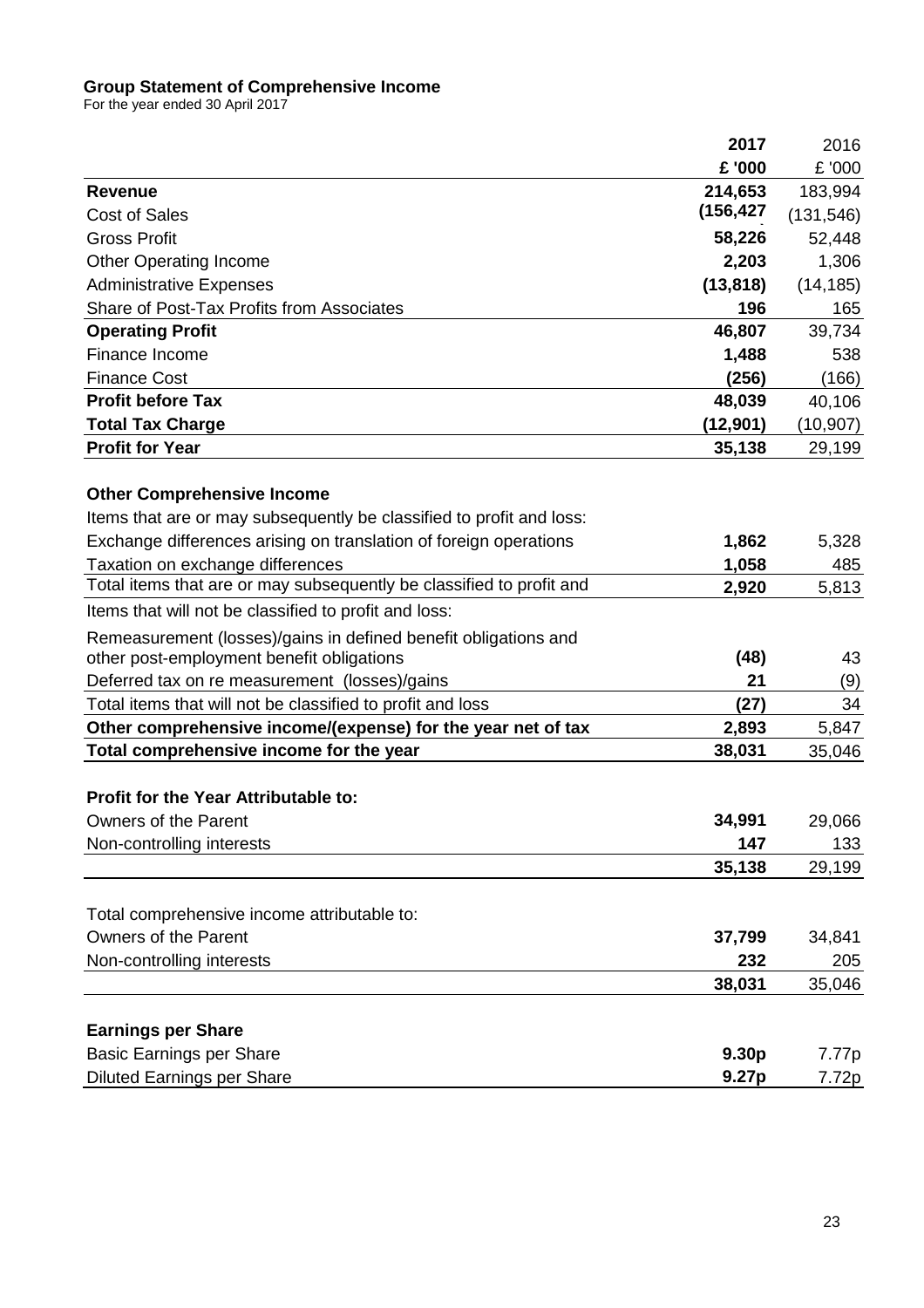## Group Statement of Comprehensive Income

For the year ended 30 April 2017

| | 2017 | 2016 |
|---|---|---|
| | £ '000 | £ '000 |
| **Revenue** | **214,653** | 183,994 |
| Cost of Sales | **(156,427)** | (131,546) |
| Gross Profit | **58,226** | 52,448 |
| Other Operating Income | **2,203** | 1,306 |
| Administrative Expenses | **(13,818)** | (14,185) |
| Share of Post-Tax Profits from Associates | **196** | 165 |
| **Operating Profit** | **46,807** | 39,734 |
| Finance Income | **1,488** | 538 |
| Finance Cost | **(256)** | (166) |
| **Profit before Tax** | **48,039** | 40,106 |
| **Total Tax Charge** | **(12,901)** | (10,907) |
| **Profit for Year** | **35,138** | 29,199 |
| | | |
| **Other Comprehensive Income** | | |
| Items that are or may subsequently be classified to profit and loss: | | |
| Exchange differences arising on translation of foreign operations | **1,862** | 5,328 |
| Taxation on exchange differences | **1,058** | 485 |
| Total items that are or may subsequently be classified to profit and | **2,920** | 5,813 |
| Items that will not be classified to profit and loss: | | |
| Remeasurement (losses)/gains in defined benefit obligations and other post-employment benefit obligations | **(48)** | 43 |
| Deferred tax on re measurement (losses)/gains | **21** | (9) |
| Total items that will not be classified to profit and loss | **(27)** | 34 |
| **Other comprehensive income/(expense) for the year net of tax** | **2,893** | 5,847 |
| **Total comprehensive income for the year** | **38,031** | 35,046 |
| | | |
| **Profit for the Year Attributable to:** | | |
| Owners of the Parent | **34,991** | 29,066 |
| Non-controlling interests | **147** | 133 |
| | **35,138** | 29,199 |
| | | |
| Total comprehensive income attributable to: | | |
| Owners of the Parent | **37,799** | 34,841 |
| Non-controlling interests | **232** | 205 |
| | **38,031** | 35,046 |
| | | |
| **Earnings per Share** | | |
| Basic Earnings per Share | **9.30p** | 7.77p |
| Diluted Earnings per Share | **9.27p** | 7.72p |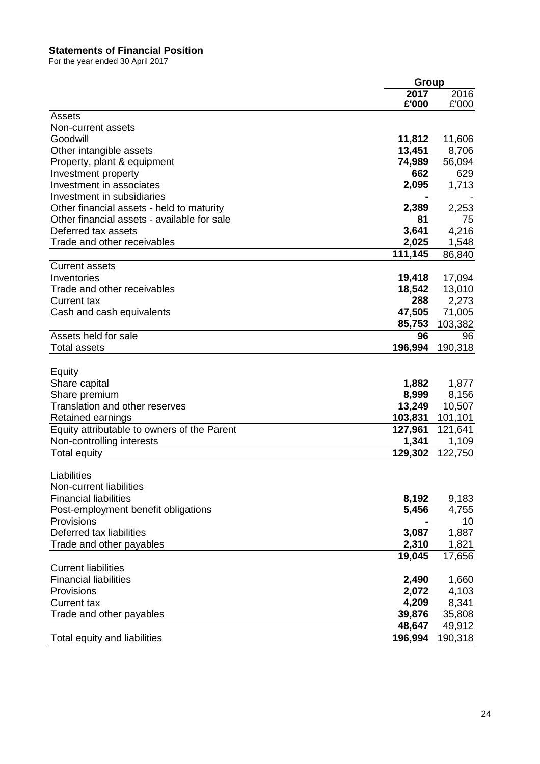**Statements of Financial Position**
For the year ended 30 April 2017

| | Group | |
|---|---|---|
| | **2017** | 2016 |
| | **£'000** | £'000 |
| Assets | | |
| Non-current assets | | |
| Goodwill | **11,812** | 11,606 |
| Other intangible assets | **13,451** | 8,706 |
| Property, plant & equipment | **74,989** | 56,094 |
| Investment property | **662** | 629 |
| Investment in associates | **2,095** | 1,713 |
| Investment in subsidiaries | **-** | - |
| Other financial assets - held to maturity | **2,389** | 2,253 |
| Other financial assets - available for sale | **81** | 75 |
| Deferred tax assets | **3,641** | 4,216 |
| Trade and other receivables | **2,025** | 1,548 |
| | **111,145** | 86,840 |
| Current assets | | |
| Inventories | **19,418** | 17,094 |
| Trade and other receivables | **18,542** | 13,010 |
| Current tax | **288** | 2,273 |
| Cash and cash equivalents | **47,505** | 71,005 |
| | **85,753** | 103,382 |
| Assets held for sale | **96** | 96 |
| Total assets | **196,994** | 190,318 |
| | | |
| Equity | | |
| Share capital | **1,882** | 1,877 |
| Share premium | **8,999** | 8,156 |
| Translation and other reserves | **13,249** | 10,507 |
| Retained earnings | **103,831** | 101,101 |
| Equity attributable to owners of the Parent | **127,961** | 121,641 |
| Non-controlling interests | **1,341** | 1,109 |
| Total equity | **129,302** | 122,750 |
| | | |
| Liabilities | | |
| Non-current liabilities | | |
| Financial liabilities | **8,192** | 9,183 |
| Post-employment benefit obligations | **5,456** | 4,755 |
| Provisions | **-** | 10 |
| Deferred tax liabilities | **3,087** | 1,887 |
| Trade and other payables | **2,310** | 1,821 |
| | **19,045** | 17,656 |
| Current liabilities | | |
| Financial liabilities | **2,490** | 1,660 |
| Provisions | **2,072** | 4,103 |
| Current tax | **4,209** | 8,341 |
| Trade and other payables | **39,876** | 35,808 |
| | **48,647** | 49,912 |
| Total equity and liabilities | **196,994** | 190,318 |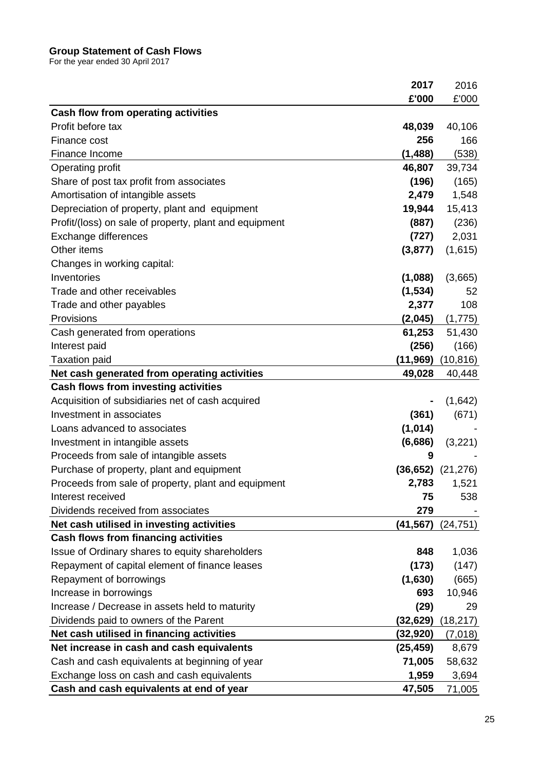**Group Statement of Cash Flows**

For the year ended 30 April 2017

| | 2017 | 2016 |
|---|---|---|
| | £'000 | £'000 |
| **Cash flow from operating activities** | | |
| Profit before tax | **48,039** | 40,106 |
| Finance cost | **256** | 166 |
| Finance Income | **(1,488)** | (538) |
| Operating profit | **46,807** | 39,734 |
| Share of post tax profit from associates | **(196)** | (165) |
| Amortisation of intangible assets | **2,479** | 1,548 |
| Depreciation of property, plant and equipment | **19,944** | 15,413 |
| Profit/(loss) on sale of property, plant and equipment | **(887)** | (236) |
| Exchange differences | **(727)** | 2,031 |
| Other items | **(3,877)** | (1,615) |
| Changes in working capital: | | |
| Inventories | **(1,088)** | (3,665) |
| Trade and other receivables | **(1,534)** | 52 |
| Trade and other payables | **2,377** | 108 |
| Provisions | **(2,045)** | (1,775) |
| Cash generated from operations | **61,253** | 51,430 |
| Interest paid | **(256)** | (166) |
| Taxation paid | **(11,969)** | (10,816) |
| **Net cash generated from operating activities** | **49,028** | 40,448 |
| **Cash flows from investing activities** | | |
| Acquisition of subsidiaries net of cash acquired | **-** | (1,642) |
| Investment in associates | **(361)** | (671) |
| Loans advanced to associates | **(1,014)** | - |
| Investment in intangible assets | **(6,686)** | (3,221) |
| Proceeds from sale of intangible assets | **9** | - |
| Purchase of property, plant and equipment | **(36,652)** | (21,276) |
| Proceeds from sale of property, plant and equipment | **2,783** | 1,521 |
| Interest received | **75** | 538 |
| Dividends received from associates | **279** | - |
| **Net cash utilised in investing activities** | **(41,567)** | (24,751) |
| **Cash flows from financing activities** | | |
| Issue of Ordinary shares to equity shareholders | **848** | 1,036 |
| Repayment of capital element of finance leases | **(173)** | (147) |
| Repayment of borrowings | **(1,630)** | (665) |
| Increase in borrowings | **693** | 10,946 |
| Increase / Decrease in assets held to maturity | **(29)** | 29 |
| Dividends paid to owners of the Parent | **(32,629)** | (18,217) |
| **Net cash utilised in financing activities** | **(32,920)** | (7,018) |
| **Net increase in cash and cash equivalents** | **(25,459)** | 8,679 |
| Cash and cash equivalents at beginning of year | **71,005** | 58,632 |
| Exchange loss on cash and cash equivalents | **1,959** | 3,694 |
| **Cash and cash equivalents at end of year** | **47,505** | 71,005 |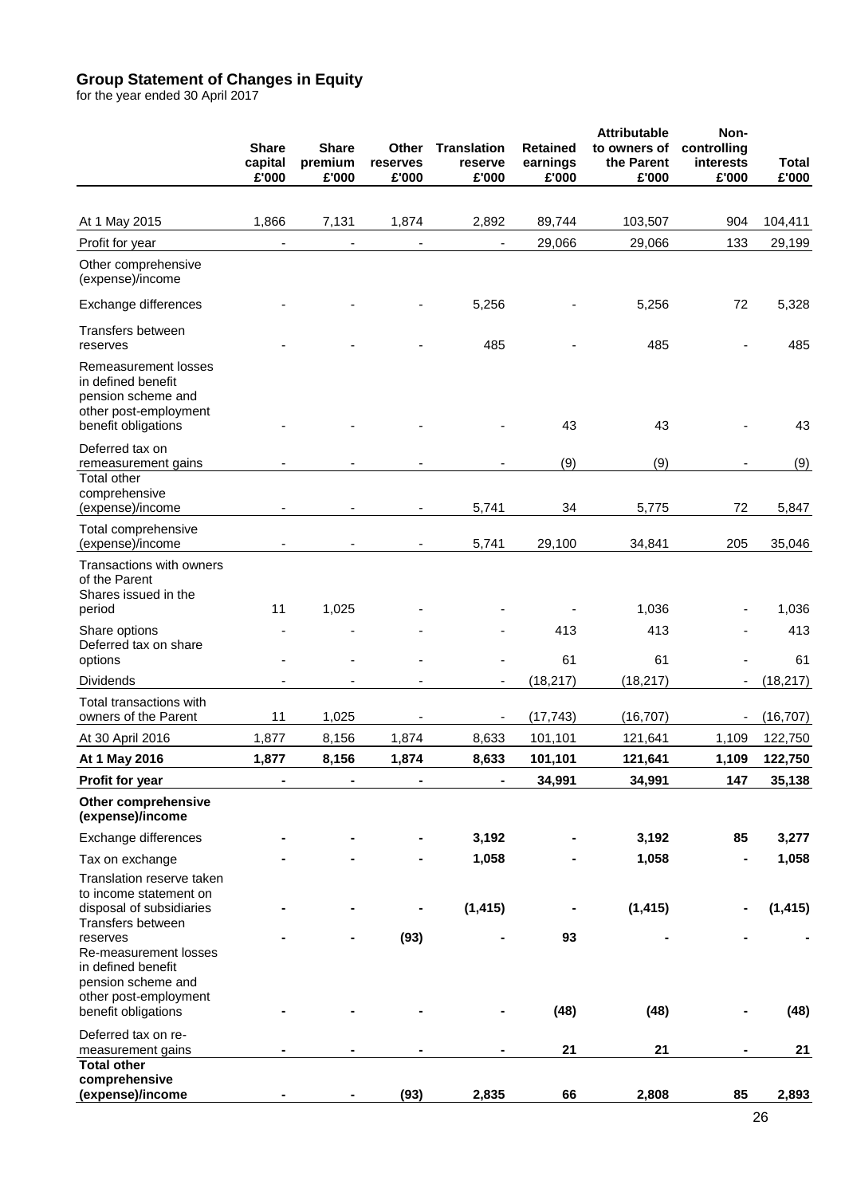# Group Statement of Changes in Equity

for the year ended 30 April 2017

| | Share capital £'000 | Share premium £'000 | Other reserves £'000 | Translation reserve £'000 | Retained earnings £'000 | Attributable to owners of the Parent £'000 | Non-controlling interests £'000 | Total £'000 |
|---|---|---|---|---|---|---|---|---|
| At 1 May 2015 | 1,866 | 7,131 | 1,874 | 2,892 | 89,744 | 103,507 | 904 | 104,411 |
| Profit for year | - | - | - | - | 29,066 | 29,066 | 133 | 29,199 |
| Other comprehensive (expense)/income | | | | | | | | |
| Exchange differences | - | - | - | 5,256 | - | 5,256 | 72 | 5,328 |
| Transfers between reserves | - | - | - | 485 | - | 485 | - | 485 |
| Remeasurement losses in defined benefit pension scheme and other post-employment benefit obligations | - | - | - | - | 43 | 43 | - | 43 |
| Deferred tax on remeasurement gains | - | - | - | - | (9) | (9) | - | (9) |
| Total other comprehensive (expense)/income | - | - | - | 5,741 | 34 | 5,775 | 72 | 5,847 |
| Total comprehensive (expense)/income | - | - | - | 5,741 | 29,100 | 34,841 | 205 | 35,046 |
| Transactions with owners of the Parent | | | | | | | | |
| Shares issued in the period | 11 | 1,025 | - | - | - | 1,036 | - | 1,036 |
| Share options | - | - | - | - | 413 | 413 | - | 413 |
| Deferred tax on share options | - | - | - | - | 61 | 61 | - | 61 |
| Dividends | - | - | - | - | (18,217) | (18,217) | - | (18,217) |
| Total transactions with owners of the Parent | 11 | 1,025 | - | - | (17,743) | (16,707) | - | (16,707) |
| At 30 April 2016 | 1,877 | 8,156 | 1,874 | 8,633 | 101,101 | 121,641 | 1,109 | 122,750 |
| **At 1 May 2016** | **1,877** | **8,156** | **1,874** | **8,633** | **101,101** | **121,641** | **1,109** | **122,750** |
| **Profit for year** | **-** | **-** | **-** | **-** | **34,991** | **34,991** | **147** | **35,138** |
| **Other comprehensive (expense)/income** | | | | | | | | |
| Exchange differences | **-** | **-** | **-** | **3,192** | **-** | **3,192** | **85** | **3,277** |
| Tax on exchange | **-** | **-** | **-** | **1,058** | **-** | **1,058** | **-** | **1,058** |
| Translation reserve taken to income statement on disposal of subsidiaries | **-** | **-** | **-** | **(1,415)** | **-** | **(1,415)** | **-** | **(1,415)** |
| Transfers between reserves | **-** | **-** | **(93)** | **-** | **93** | **-** | **-** | **-** |
| Re-measurement losses in defined benefit pension scheme and other post-employment benefit obligations | **-** | **-** | **-** | **-** | **(48)** | **(48)** | **-** | **(48)** |
| Deferred tax on re-measurement gains | **-** | **-** | **-** | **-** | **21** | **21** | **-** | **21** |
| **Total other comprehensive (expense)/income** | **-** | **-** | **(93)** | **2,835** | **66** | **2,808** | **85** | **2,893** |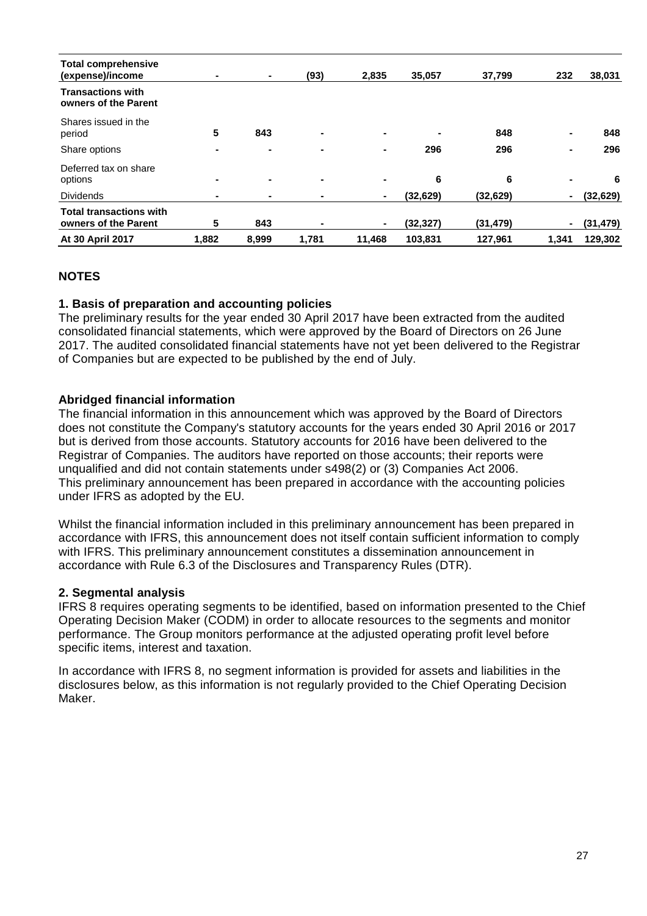| | | | | | | | | |
|---|---|---|---|---|---|---|---|---|
| **Total comprehensive (expense)/income** | - | - | (93) | 2,835 | 35,057 | 37,799 | 232 | 38,031 |
| **Transactions with owners of the Parent** | | | | | | | | |
| Shares issued in the period | 5 | 843 | - | - | - | 848 | - | 848 |
| Share options | - | - | - | - | 296 | 296 | - | 296 |
| Deferred tax on share options | - | - | - | - | 6 | 6 | - | 6 |
| Dividends | - | - | - | - | (32,629) | (32,629) | - | (32,629) |
| **Total transactions with owners of the Parent** | 5 | 843 | - | - | (32,327) | (31,479) | - | (31,479) |
| **At 30 April 2017** | 1,882 | 8,999 | 1,781 | 11,468 | 103,831 | 127,961 | 1,341 | 129,302 |

## NOTES

### 1. Basis of preparation and accounting policies

The preliminary results for the year ended 30 April 2017 have been extracted from the audited consolidated financial statements, which were approved by the Board of Directors on 26 June 2017. The audited consolidated financial statements have not yet been delivered to the Registrar of Companies but are expected to be published by the end of July.

### Abridged financial information

The financial information in this announcement which was approved by the Board of Directors does not constitute the Company's statutory accounts for the years ended 30 April 2016 or 2017 but is derived from those accounts. Statutory accounts for 2016 have been delivered to the Registrar of Companies. The auditors have reported on those accounts; their reports were unqualified and did not contain statements under s498(2) or (3) Companies Act 2006. This preliminary announcement has been prepared in accordance with the accounting policies under IFRS as adopted by the EU.

Whilst the financial information included in this preliminary announcement has been prepared in accordance with IFRS, this announcement does not itself contain sufficient information to comply with IFRS. This preliminary announcement constitutes a dissemination announcement in accordance with Rule 6.3 of the Disclosures and Transparency Rules (DTR).

### 2. Segmental analysis

IFRS 8 requires operating segments to be identified, based on information presented to the Chief Operating Decision Maker (CODM) in order to allocate resources to the segments and monitor performance. The Group monitors performance at the adjusted operating profit level before specific items, interest and taxation.

In accordance with IFRS 8, no segment information is provided for assets and liabilities in the disclosures below, as this information is not regularly provided to the Chief Operating Decision Maker.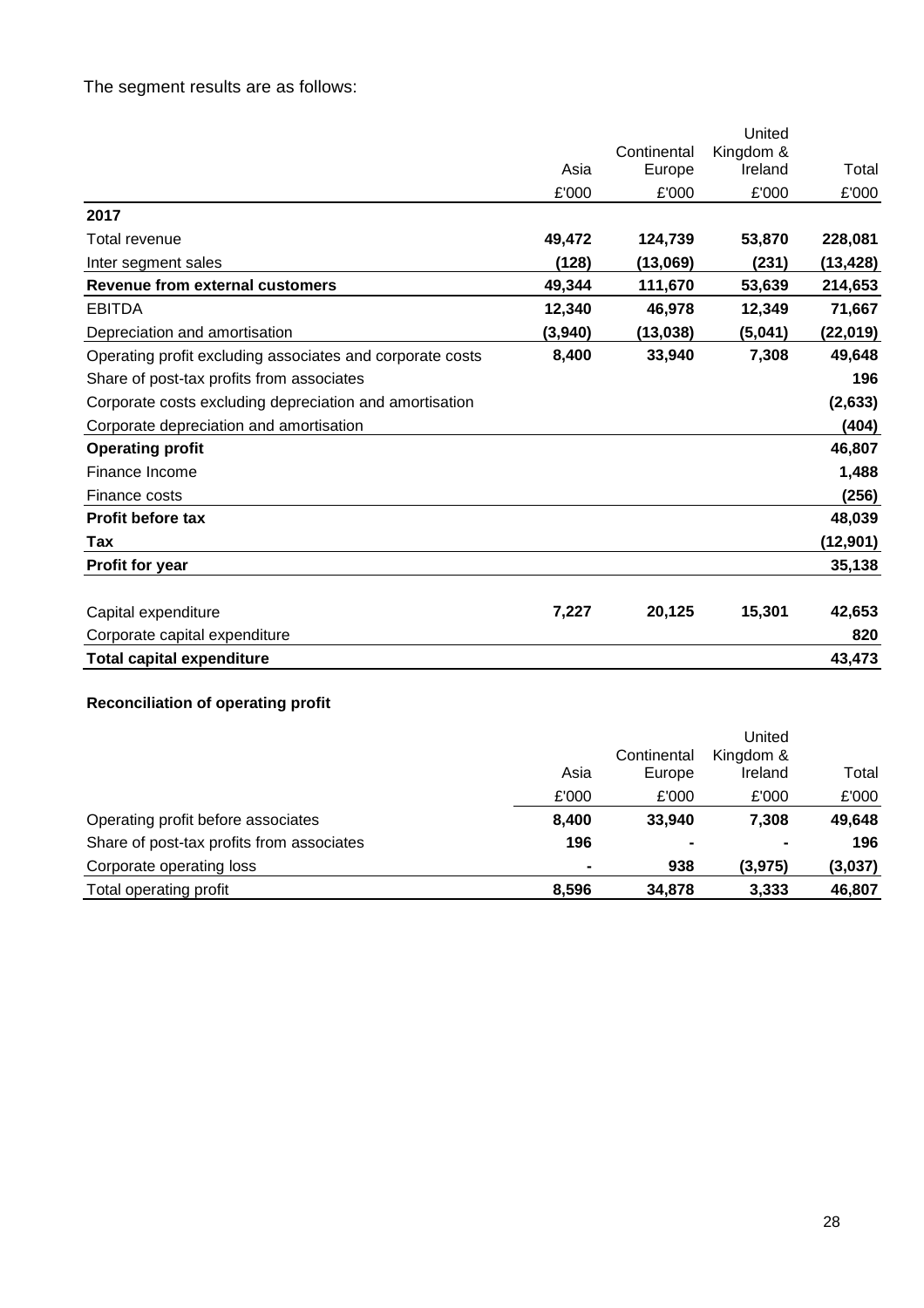The segment results are as follows:

| | Asia | Continental Europe | United Kingdom & Ireland | Total |
|---|---|---|---|---|
| | £'000 | £'000 | £'000 | £'000 |
| **2017** | | | | |
| Total revenue | **49,472** | **124,739** | **53,870** | **228,081** |
| Inter segment sales | **(128)** | **(13,069)** | **(231)** | **(13,428)** |
| **Revenue from external customers** | **49,344** | **111,670** | **53,639** | **214,653** |
| EBITDA | **12,340** | **46,978** | **12,349** | **71,667** |
| Depreciation and amortisation | **(3,940)** | **(13,038)** | **(5,041)** | **(22,019)** |
| Operating profit excluding associates and corporate costs | **8,400** | **33,940** | **7,308** | **49,648** |
| Share of post-tax profits from associates | | | | **196** |
| Corporate costs excluding depreciation and amortisation | | | | **(2,633)** |
| Corporate depreciation and amortisation | | | | **(404)** |
| **Operating profit** | | | | **46,807** |
| Finance Income | | | | **1,488** |
| Finance costs | | | | **(256)** |
| **Profit before tax** | | | | **48,039** |
| **Tax** | | | | **(12,901)** |
| **Profit for year** | | | | **35,138** |
| | | | | |
| Capital expenditure | **7,227** | **20,125** | **15,301** | **42,653** |
| Corporate capital expenditure | | | | **820** |
| **Total capital expenditure** | | | | **43,473** |

**Reconciliation of operating profit**

| | Asia | Continental Europe | United Kingdom & Ireland | Total |
|---|---|---|---|---|
| | £'000 | £'000 | £'000 | £'000 |
| Operating profit before associates | **8,400** | **33,940** | **7,308** | **49,648** |
| Share of post-tax profits from associates | **196** | **-** | **-** | **196** |
| Corporate operating loss | **-** | **938** | **(3,975)** | **(3,037)** |
| Total operating profit | **8,596** | **34,878** | **3,333** | **46,807** |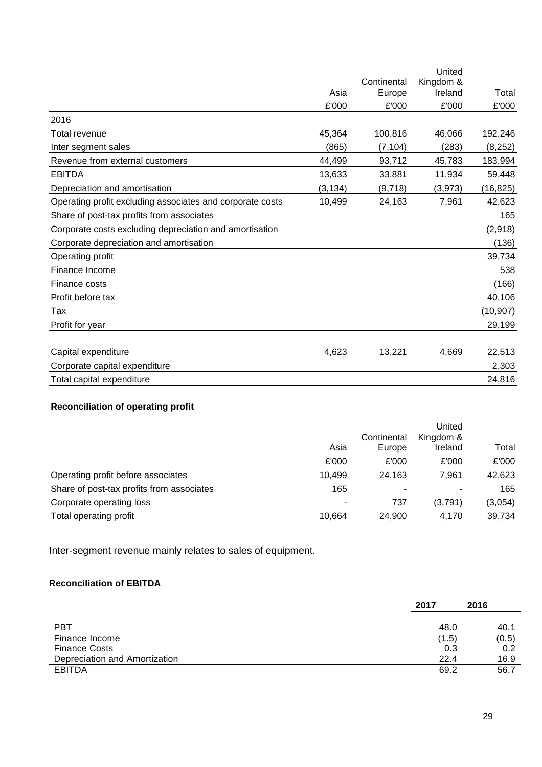| | Asia | Continental Europe | United Kingdom & Ireland | Total |
|---|---|---|---|---|
| | £'000 | £'000 | £'000 | £'000 |
| 2016 | | | | |
| Total revenue | 45,364 | 100,816 | 46,066 | 192,246 |
| Inter segment sales | (865) | (7,104) | (283) | (8,252) |
| Revenue from external customers | 44,499 | 93,712 | 45,783 | 183,994 |
| EBITDA | 13,633 | 33,881 | 11,934 | 59,448 |
| Depreciation and amortisation | (3,134) | (9,718) | (3,973) | (16,825) |
| Operating profit excluding associates and corporate costs | 10,499 | 24,163 | 7,961 | 42,623 |
| Share of post-tax profits from associates | | | | 165 |
| Corporate costs excluding depreciation and amortisation | | | | (2,918) |
| Corporate depreciation and amortisation | | | | (136) |
| Operating profit | | | | 39,734 |
| Finance Income | | | | 538 |
| Finance costs | | | | (166) |
| Profit before tax | | | | 40,106 |
| Tax | | | | (10,907) |
| Profit for year | | | | 29,199 |
| | | | | |
| Capital expenditure | 4,623 | 13,221 | 4,669 | 22,513 |
| Corporate capital expenditure | | | | 2,303 |
| Total capital expenditure | | | | 24,816 |

**Reconciliation of operating profit**

| | Asia | Continental Europe | United Kingdom & Ireland | Total |
|---|---|---|---|---|
| | £'000 | £'000 | £'000 | £'000 |
| Operating profit before associates | 10,499 | 24,163 | 7,961 | 42,623 |
| Share of post-tax profits from associates | 165 | - | - | 165 |
| Corporate operating loss | - | 737 | (3,791) | (3,054) |
| Total operating profit | 10,664 | 24,900 | 4,170 | 39,734 |

Inter-segment revenue mainly relates to sales of equipment.

**Reconciliation of EBITDA**

| | 2017 | 2016 |
|---|---|---|
| PBT | 48.0 | 40.1 |
| Finance Income | (1.5) | (0.5) |
| Finance Costs | 0.3 | 0.2 |
| Depreciation and Amortization | 22.4 | 16.9 |
| EBITDA | 69.2 | 56.7 |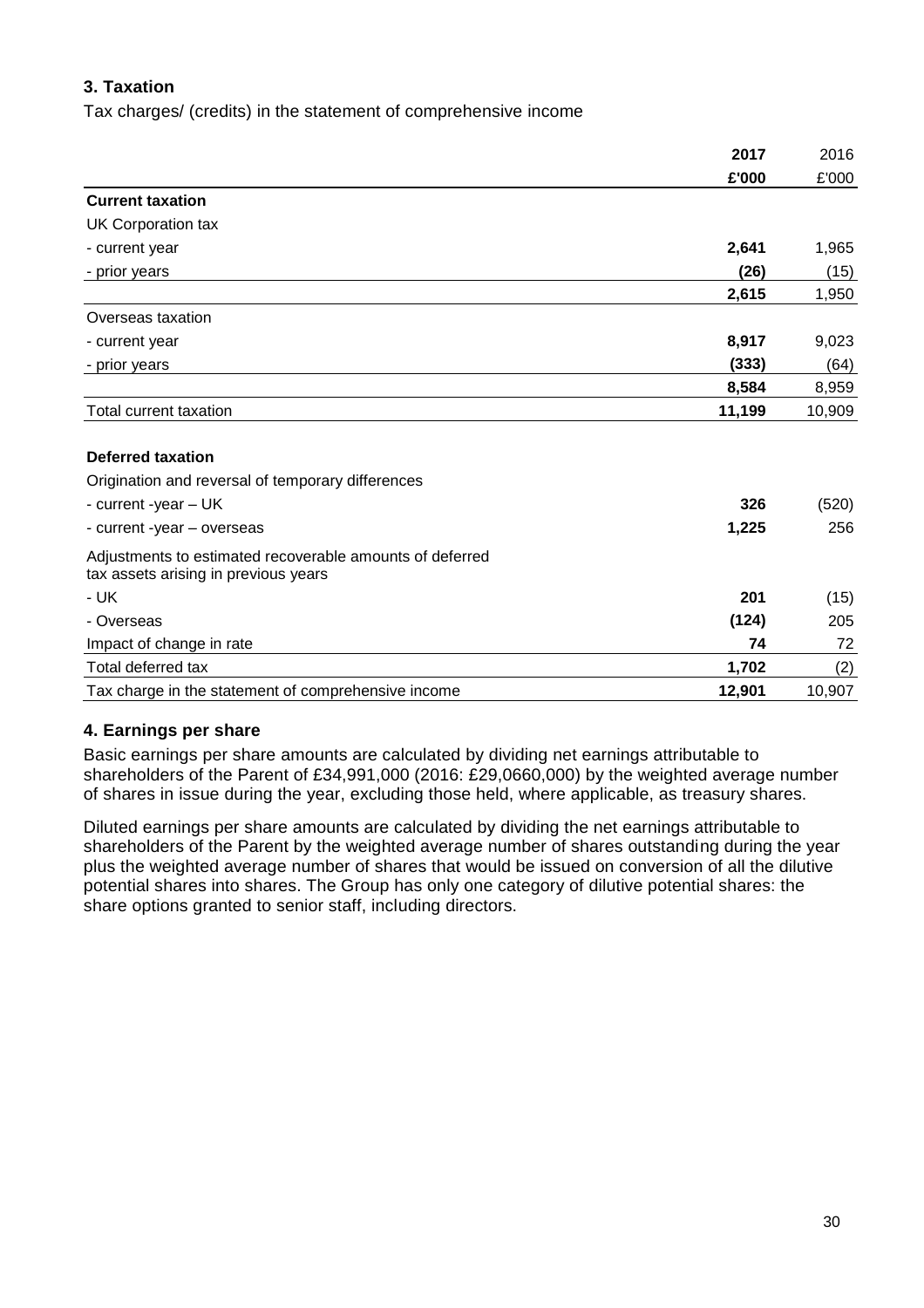### 3. Taxation

Tax charges/ (credits) in the statement of comprehensive income

| | 2017 | 2016 |
|---|---|---|
| | £'000 | £'000 |
| **Current taxation** | | |
| UK Corporation tax | | |
| - current year | **2,641** | 1,965 |
| - prior years | **(26)** | (15) |
| | **2,615** | 1,950 |
| Overseas taxation | | |
| - current year | **8,917** | 9,023 |
| - prior years | **(333)** | (64) |
| | **8,584** | 8,959 |
| Total current taxation | **11,199** | 10,909 |
| | | |
| **Deferred taxation** | | |
| Origination and reversal of temporary differences | | |
| - current -year – UK | **326** | (520) |
| - current -year – overseas | **1,225** | 256 |
| Adjustments to estimated recoverable amounts of deferred tax assets arising in previous years | | |
| - UK | **201** | (15) |
| - Overseas | **(124)** | 205 |
| Impact of change in rate | **74** | 72 |
| Total deferred tax | **1,702** | (2) |
| Tax charge in the statement of comprehensive income | **12,901** | 10,907 |

### 4. Earnings per share

Basic earnings per share amounts are calculated by dividing net earnings attributable to shareholders of the Parent of £34,991,000 (2016: £29,0660,000) by the weighted average number of shares in issue during the year, excluding those held, where applicable, as treasury shares.

Diluted earnings per share amounts are calculated by dividing the net earnings attributable to shareholders of the Parent by the weighted average number of shares outstanding during the year plus the weighted average number of shares that would be issued on conversion of all the dilutive potential shares into shares. The Group has only one category of dilutive potential shares: the share options granted to senior staff, including directors.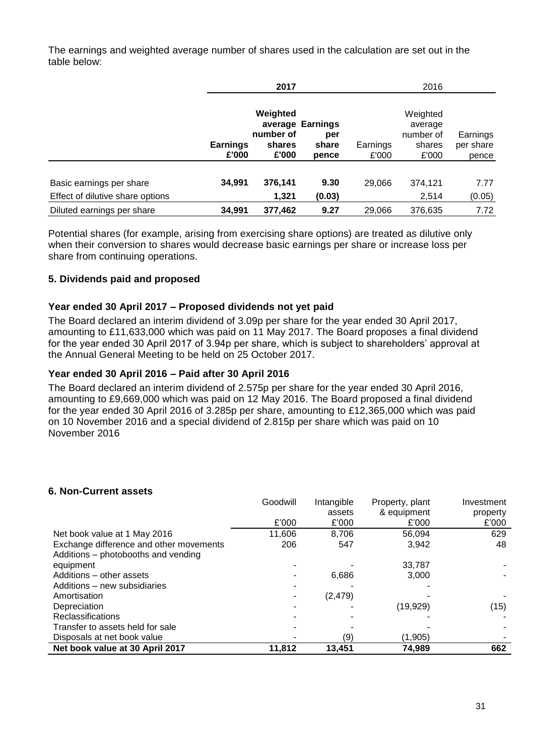The earnings and weighted average number of shares used in the calculation are set out in the table below:

| | **2017** | | | 2016 | | |
|---|---|---|---|---|---|---|
| | **Earnings £'000** | **Weighted average number of shares £'000** | **Earnings per share pence** | Earnings £'000 | Weighted average number of shares £'000 | Earnings per share pence |
| Basic earnings per share | **34,991** | **376,141** | **9.30** | 29,066 | 374,121 | 7.77 |
| Effect of dilutive share options | | **1,321** | **(0.03)** | | 2,514 | (0.05) |
| Diluted earnings per share | **34,991** | **377,462** | **9.27** | 29,066 | 376,635 | 7.72 |

Potential shares (for example, arising from exercising share options) are treated as dilutive only when their conversion to shares would decrease basic earnings per share or increase loss per share from continuing operations.

### 5. Dividends paid and proposed

#### Year ended 30 April 2017 – Proposed dividends not yet paid

The Board declared an interim dividend of 3.09p per share for the year ended 30 April 2017, amounting to £11,633,000 which was paid on 11 May 2017. The Board proposes a final dividend for the year ended 30 April 2017 of 3.94p per share, which is subject to shareholders' approval at the Annual General Meeting to be held on 25 October 2017.

#### Year ended 30 April 2016 – Paid after 30 April 2016

The Board declared an interim dividend of 2.575p per share for the year ended 30 April 2016, amounting to £9,669,000 which was paid on 12 May 2016. The Board proposed a final dividend for the year ended 30 April 2016 of 3.285p per share, amounting to £12,365,000 which was paid on 10 November 2016 and a special dividend of 2.815p per share which was paid on 10 November 2016

### 6. Non-Current assets

| | Goodwill £'000 | Intangible assets £'000 | Property, plant & equipment £'000 | Investment property £'000 |
|---|---|---|---|---|
| Net book value at 1 May 2016 | 11,606 | 8,706 | 56,094 | 629 |
| Exchange difference and other movements | 206 | 547 | 3,942 | 48 |
| Additions – photobooths and vending equipment | - | - | 33,787 | - |
| Additions – other assets | - | 6,686 | 3,000 | - |
| Additions – new subsidiaries | - | - | - | - |
| Amortisation | - | (2,479) | - | - |
| Depreciation | - | - | (19,929) | (15) |
| Reclassifications | - | - | - | - |
| Transfer to assets held for sale | - | - | - | - |
| Disposals at net book value | - | (9) | (1,905) | - |
| **Net book value at 30 April 2017** | **11,812** | **13,451** | **74,989** | **662** |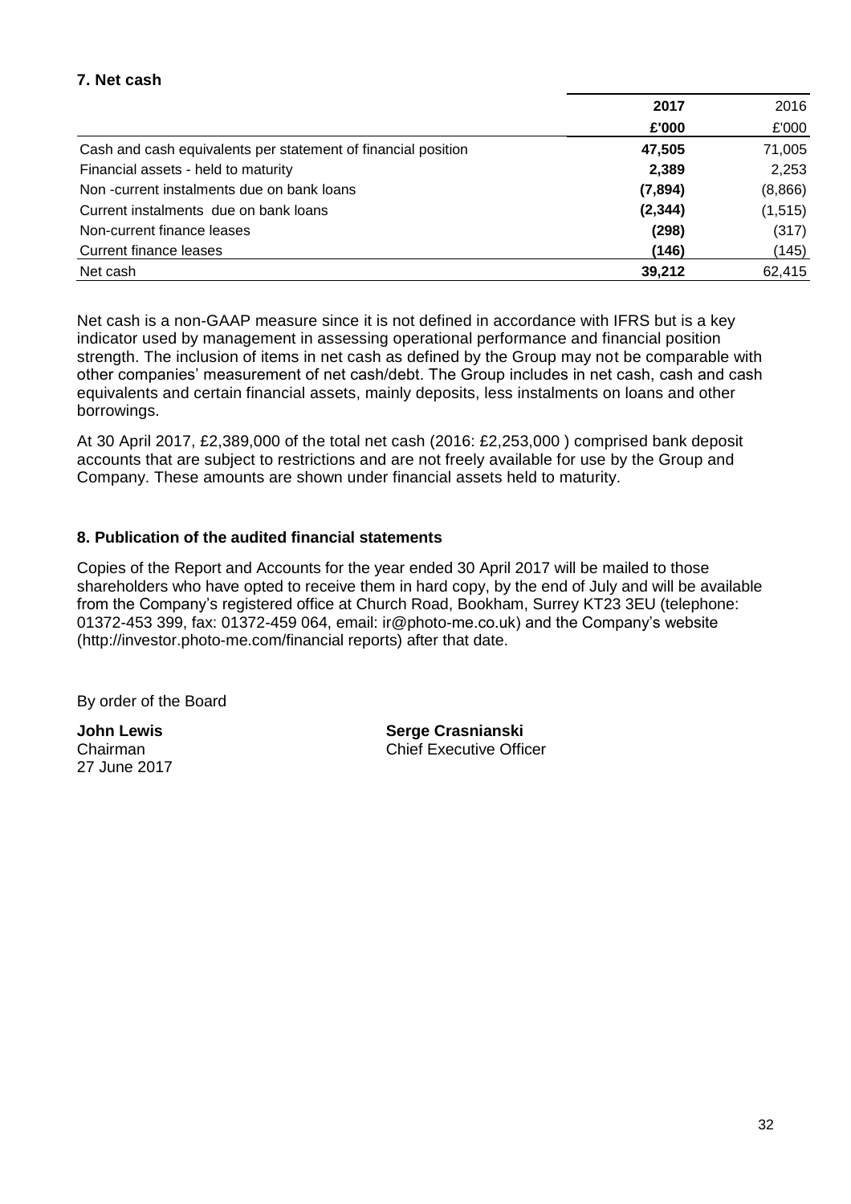## 7. Net cash

| | 2017 | 2016 |
|---|---|---|
| | £'000 | £'000 |
| Cash and cash equivalents per statement of financial position | **47,505** | 71,005 |
| Financial assets - held to maturity | **2,389** | 2,253 |
| Non -current instalments due on bank loans | **(7,894)** | (8,866) |
| Current instalments due on bank loans | **(2,344)** | (1,515) |
| Non-current finance leases | **(298)** | (317) |
| Current finance leases | **(146)** | (145) |
| Net cash | **39,212** | 62,415 |

Net cash is a non-GAAP measure since it is not defined in accordance with IFRS but is a key indicator used by management in assessing operational performance and financial position strength. The inclusion of items in net cash as defined by the Group may not be comparable with other companies' measurement of net cash/debt. The Group includes in net cash, cash and cash equivalents and certain financial assets, mainly deposits, less instalments on loans and other borrowings.

At 30 April 2017, £2,389,000 of the total net cash (2016: £2,253,000 ) comprised bank deposit accounts that are subject to restrictions and are not freely available for use by the Group and Company. These amounts are shown under financial assets held to maturity.

## 8. Publication of the audited financial statements

Copies of the Report and Accounts for the year ended 30 April 2017 will be mailed to those shareholders who have opted to receive them in hard copy, by the end of July and will be available from the Company's registered office at Church Road, Bookham, Surrey KT23 3EU (telephone: 01372-453 399, fax: 01372-459 064, email: ir@photo-me.co.uk) and the Company's website (http://investor.photo-me.com/financial reports) after that date.

By order of the Board

**John Lewis**
Chairman
27 June 2017

**Serge Crasnianski**
Chief Executive Officer